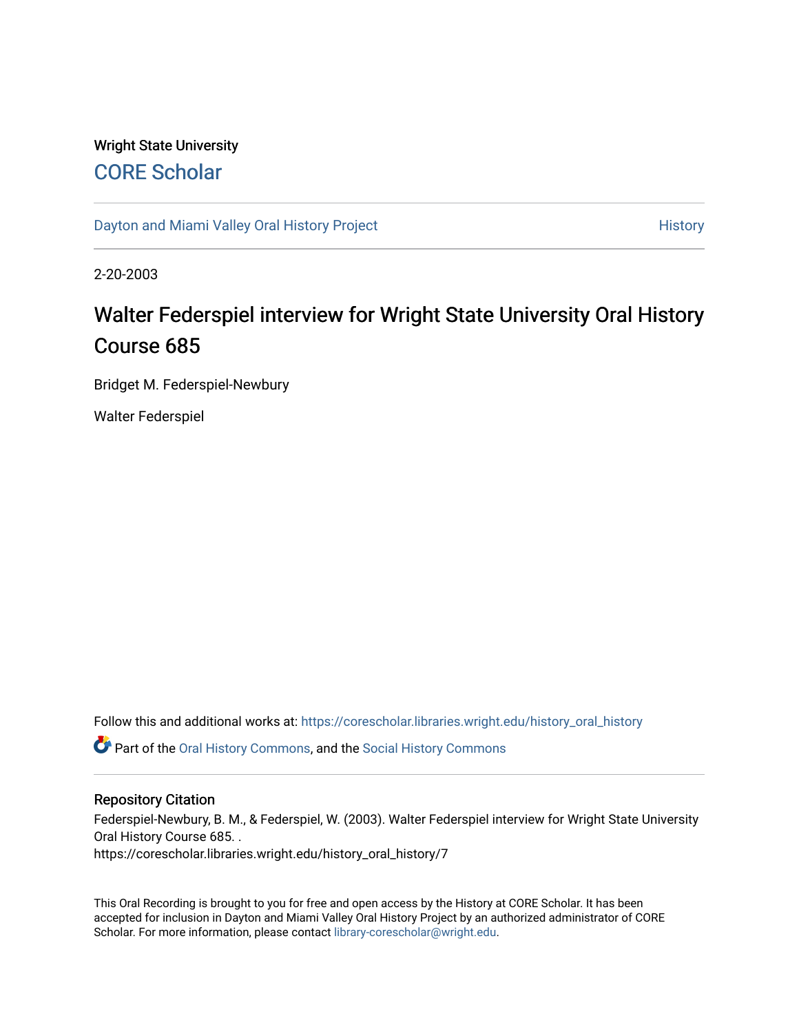Wright State University

# CORE Scholar

Dayton and Miami Valley Oral History Project

History

2-20-2003

# Walter Federspiel interview for Wright State University Oral History Course 685

Bridget M. Federspiel-Newbury

Walter Federspiel

Follow this and additional works at: https://corescholar.libraries.wright.edu/history_oral_history

Part of the Oral History Commons, and the Social History Commons

## Repository Citation

Federspiel-Newbury, B. M., & Federspiel, W. (2003). Walter Federspiel interview for Wright State University Oral History Course 685. .
https://corescholar.libraries.wright.edu/history_oral_history/7

This Oral Recording is brought to you for free and open access by the History at CORE Scholar. It has been accepted for inclusion in Dayton and Miami Valley Oral History Project by an authorized administrator of CORE Scholar. For more information, please contact library-corescholar@wright.edu.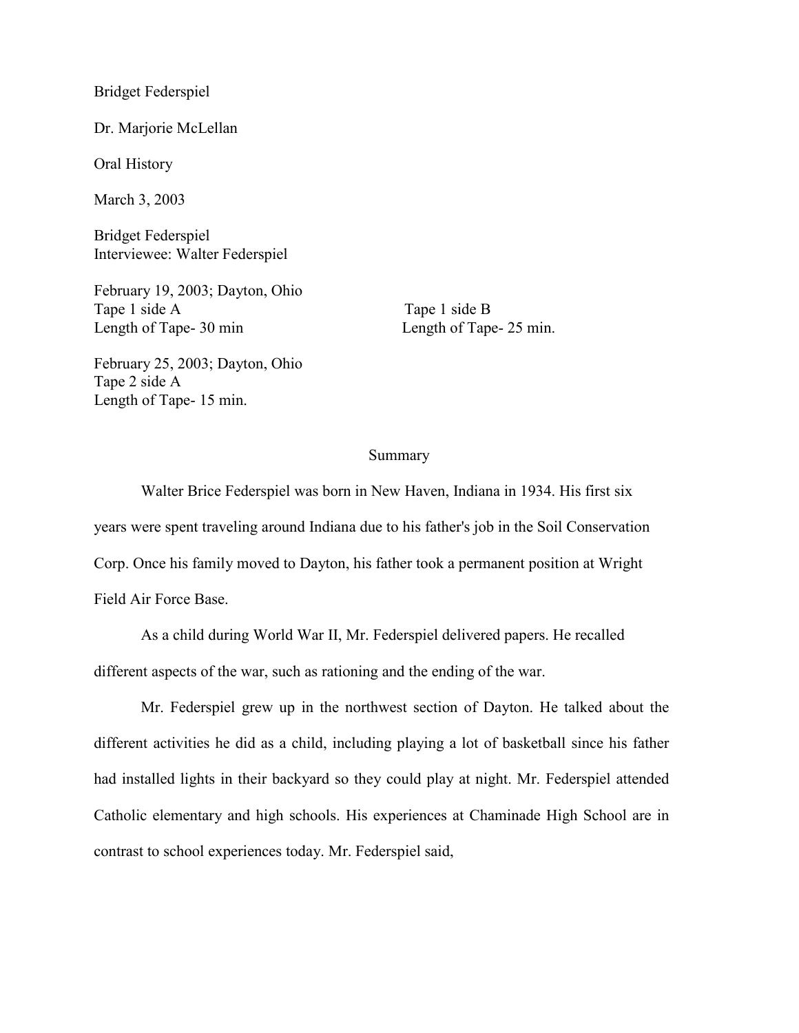Bridget Federspiel

Dr. Marjorie McLellan

Oral History

March 3, 2003

Bridget Federspiel
Interviewee: Walter Federspiel

February 19, 2003; Dayton, Ohio
Tape 1 side A
Length of Tape- 30 min

Tape 1 side B
Length of Tape- 25 min.

February 25, 2003; Dayton, Ohio
Tape 2 side A
Length of Tape- 15 min.

## Summary

Walter Brice Federspiel was born in New Haven, Indiana in 1934. His first six years were spent traveling around Indiana due to his father's job in the Soil Conservation Corp. Once his family moved to Dayton, his father took a permanent position at Wright Field Air Force Base.

As a child during World War II, Mr. Federspiel delivered papers. He recalled different aspects of the war, such as rationing and the ending of the war.

Mr. Federspiel grew up in the northwest section of Dayton. He talked about the different activities he did as a child, including playing a lot of basketball since his father had installed lights in their backyard so they could play at night. Mr. Federspiel attended Catholic elementary and high schools. His experiences at Chaminade High School are in contrast to school experiences today. Mr. Federspiel said,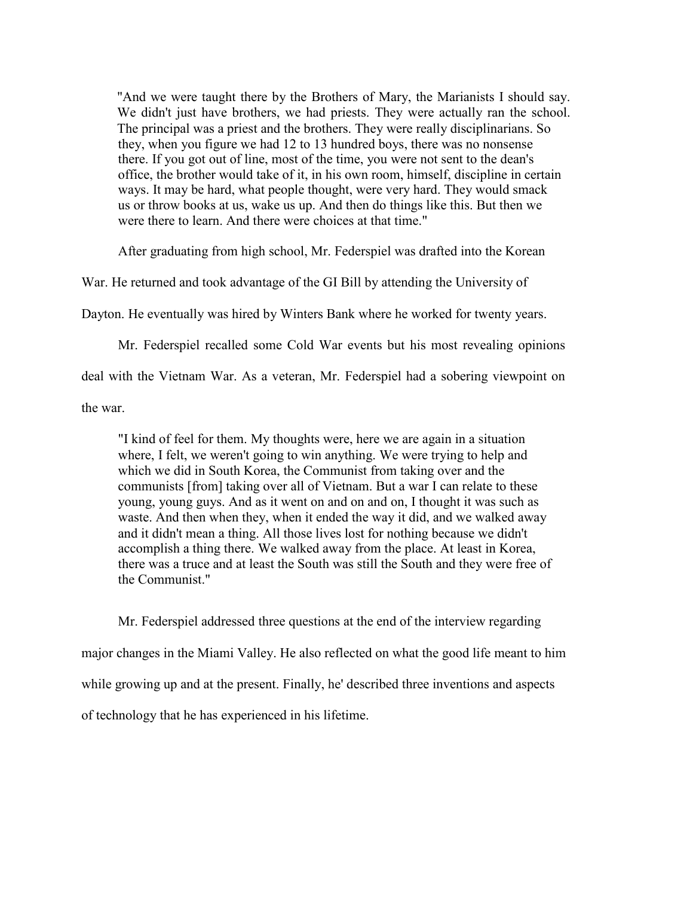> "And we were taught there by the Brothers of Mary, the Marianists I should say. We didn't just have brothers, we had priests. They were actually ran the school. The principal was a priest and the brothers. They were really disciplinarians. So they, when you figure we had 12 to 13 hundred boys, there was no nonsense there. If you got out of line, most of the time, you were not sent to the dean's office, the brother would take of it, in his own room, himself, discipline in certain ways. It may be hard, what people thought, were very hard. They would smack us or throw books at us, wake us up. And then do things like this. But then we were there to learn. And there were choices at that time."

After graduating from high school, Mr. Federspiel was drafted into the Korean War. He returned and took advantage of the GI Bill by attending the University of Dayton. He eventually was hired by Winters Bank where he worked for twenty years.

Mr. Federspiel recalled some Cold War events but his most revealing opinions deal with the Vietnam War. As a veteran, Mr. Federspiel had a sobering viewpoint on the war.

> "I kind of feel for them. My thoughts were, here we are again in a situation where, I felt, we weren't going to win anything. We were trying to help and which we did in South Korea, the Communist from taking over and the communists [from] taking over all of Vietnam. But a war I can relate to these young, young guys. And as it went on and on and on, I thought it was such as waste. And then when they, when it ended the way it did, and we walked away and it didn't mean a thing. All those lives lost for nothing because we didn't accomplish a thing there. We walked away from the place. At least in Korea, there was a truce and at least the South was still the South and they were free of the Communist."

Mr. Federspiel addressed three questions at the end of the interview regarding major changes in the Miami Valley. He also reflected on what the good life meant to him while growing up and at the present. Finally, he' described three inventions and aspects of technology that he has experienced in his lifetime.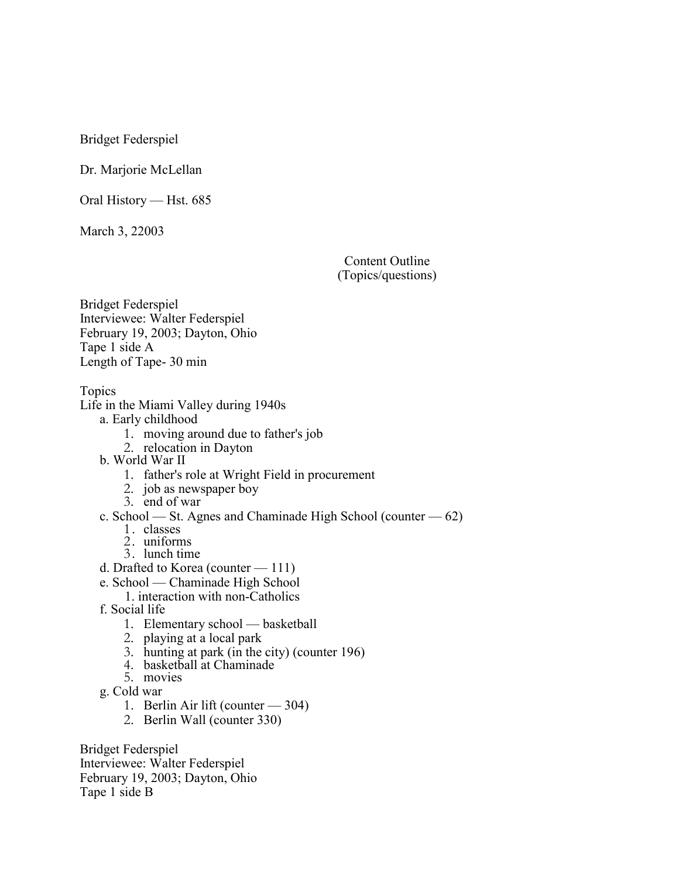Bridget Federspiel

Dr. Marjorie McLellan

Oral History — Hst. 685

March 3, 22003

Content Outline
(Topics/questions)

Bridget Federspiel
Interviewee: Walter Federspiel
February 19, 2003; Dayton, Ohio
Tape 1 side A
Length of Tape- 30 min

Topics
Life in the Miami Valley during 1940s

- a. Early childhood
  1. moving around due to father's job
  2. relocation in Dayton
- b. World War II
  1. father's role at Wright Field in procurement
  2. job as newspaper boy
  3. end of war
- c. School — St. Agnes and Chaminade High School (counter — 62)
  1. classes
  2. uniforms
  3. lunch time
- d. Drafted to Korea (counter — 111)
- e. School — Chaminade High School
  1. interaction with non-Catholics
- f. Social life
  1. Elementary school — basketball
  2. playing at a local park
  3. hunting at park (in the city) (counter 196)
  4. basketball at Chaminade
  5. movies
- g. Cold war
  1. Berlin Air lift (counter — 304)
  2. Berlin Wall (counter 330)

Bridget Federspiel
Interviewee: Walter Federspiel
February 19, 2003; Dayton, Ohio
Tape 1 side B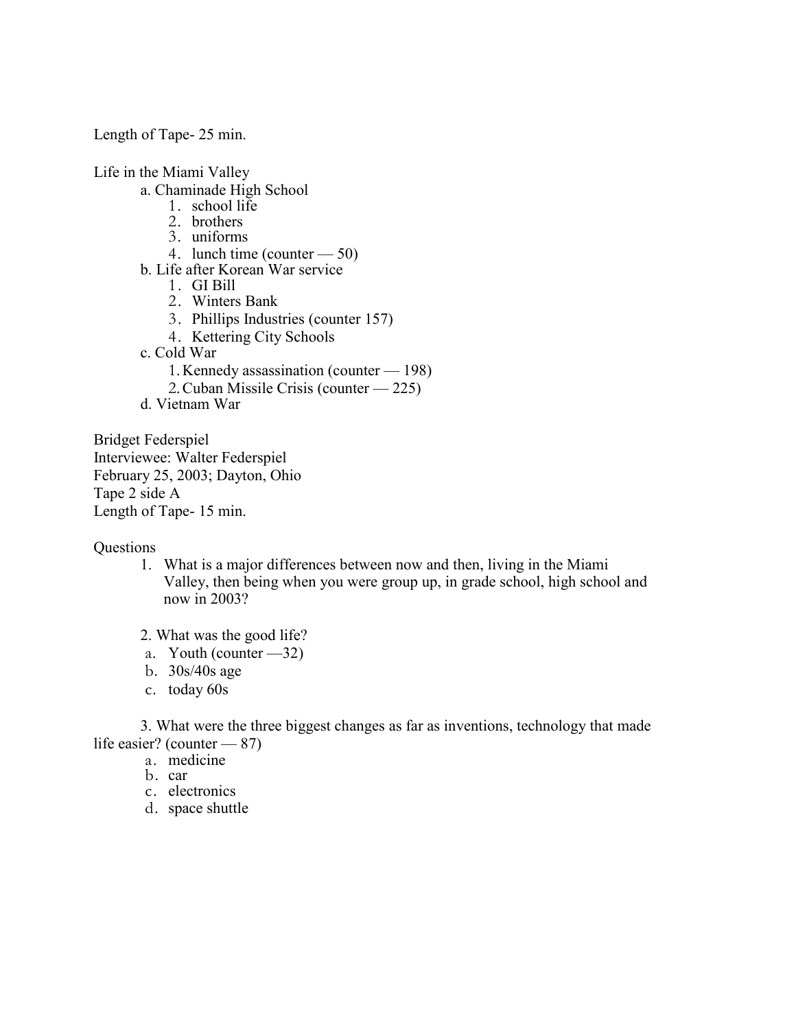Length of Tape- 25 min.

Life in the Miami Valley

- a. Chaminade High School
  1. school life
  2. brothers
  3. uniforms
  4. lunch time (counter — 50)
- b. Life after Korean War service
  1. GI Bill
  2. Winters Bank
  3. Phillips Industries (counter 157)
  4. Kettering City Schools
- c. Cold War
  1. Kennedy assassination (counter — 198)
  2. Cuban Missile Crisis (counter — 225)
- d. Vietnam War

Bridget Federspiel
Interviewee: Walter Federspiel
February 25, 2003; Dayton, Ohio
Tape 2 side A
Length of Tape- 15 min.

Questions

1. What is a major differences between now and then, living in the Miami Valley, then being when you were group up, in grade school, high school and now in 2003?

2. What was the good life?
   - a. Youth (counter —32)
   - b. 30s/40s age
   - c. today 60s

3. What were the three biggest changes as far as inventions, technology that made life easier? (counter — 87)
   - a. medicine
   - b. car
   - c. electronics
   - d. space shuttle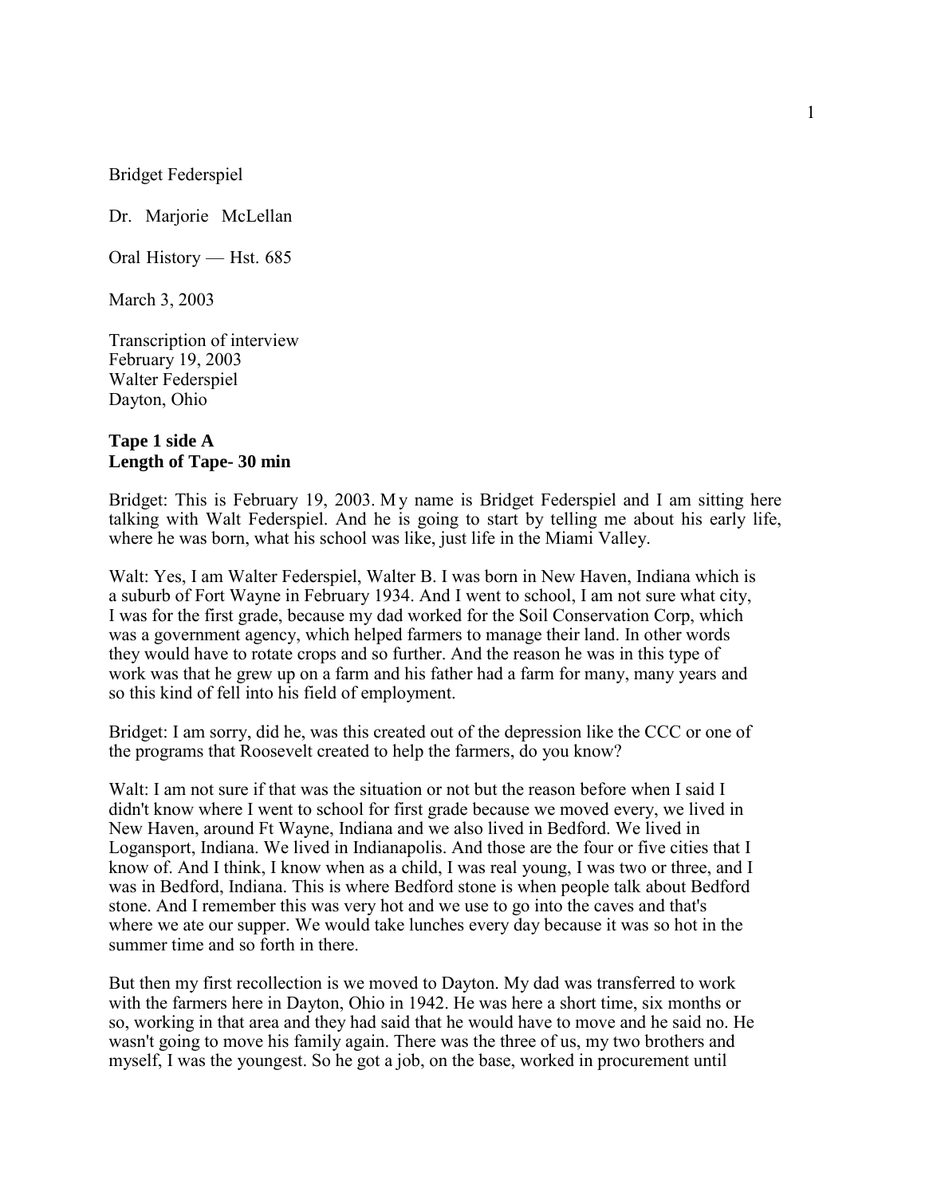Bridget Federspiel

Dr. Marjorie McLellan

Oral History — Hst. 685

March 3, 2003

Transcription of interview
February 19, 2003
Walter Federspiel
Dayton, Ohio

**Tape 1 side A**
**Length of Tape- 30 min**

Bridget: This is February 19, 2003. My name is Bridget Federspiel and I am sitting here talking with Walt Federspiel. And he is going to start by telling me about his early life, where he was born, what his school was like, just life in the Miami Valley.

Walt: Yes, I am Walter Federspiel, Walter B. I was born in New Haven, Indiana which is a suburb of Fort Wayne in February 1934. And I went to school, I am not sure what city, I was for the first grade, because my dad worked for the Soil Conservation Corp, which was a government agency, which helped farmers to manage their land. In other words they would have to rotate crops and so further. And the reason he was in this type of work was that he grew up on a farm and his father had a farm for many, many years and so this kind of fell into his field of employment.

Bridget: I am sorry, did he, was this created out of the depression like the CCC or one of the programs that Roosevelt created to help the farmers, do you know?

Walt: I am not sure if that was the situation or not but the reason before when I said I didn't know where I went to school for first grade because we moved every, we lived in New Haven, around Ft Wayne, Indiana and we also lived in Bedford. We lived in Logansport, Indiana. We lived in Indianapolis. And those are the four or five cities that I know of. And I think, I know when as a child, I was real young, I was two or three, and I was in Bedford, Indiana. This is where Bedford stone is when people talk about Bedford stone. And I remember this was very hot and we use to go into the caves and that's where we ate our supper. We would take lunches every day because it was so hot in the summer time and so forth in there.

But then my first recollection is we moved to Dayton. My dad was transferred to work with the farmers here in Dayton, Ohio in 1942. He was here a short time, six months or so, working in that area and they had said that he would have to move and he said no. He wasn't going to move his family again. There was the three of us, my two brothers and myself, I was the youngest. So he got a job, on the base, worked in procurement until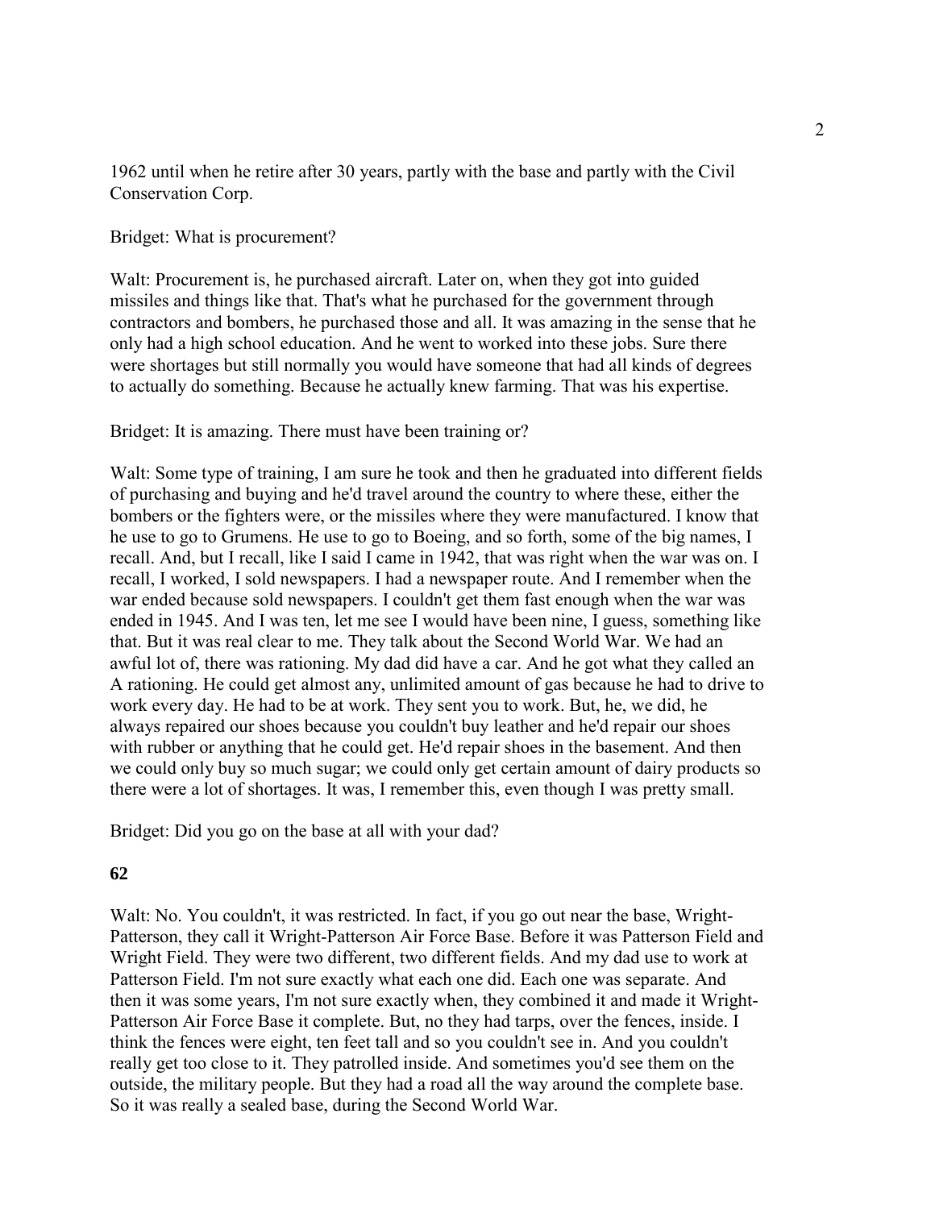1962 until when he retire after 30 years, partly with the base and partly with the Civil Conservation Corp.

Bridget: What is procurement?

Walt: Procurement is, he purchased aircraft. Later on, when they got into guided missiles and things like that. That's what he purchased for the government through contractors and bombers, he purchased those and all. It was amazing in the sense that he only had a high school education. And he went to worked into these jobs. Sure there were shortages but still normally you would have someone that had all kinds of degrees to actually do something. Because he actually knew farming. That was his expertise.

Bridget: It is amazing. There must have been training or?

Walt: Some type of training, I am sure he took and then he graduated into different fields of purchasing and buying and he'd travel around the country to where these, either the bombers or the fighters were, or the missiles where they were manufactured. I know that he use to go to Grumens. He use to go to Boeing, and so forth, some of the big names, I recall. And, but I recall, like I said I came in 1942, that was right when the war was on. I recall, I worked, I sold newspapers. I had a newspaper route. And I remember when the war ended because sold newspapers. I couldn't get them fast enough when the war was ended in 1945. And I was ten, let me see I would have been nine, I guess, something like that. But it was real clear to me. They talk about the Second World War. We had an awful lot of, there was rationing. My dad did have a car. And he got what they called an A rationing. He could get almost any, unlimited amount of gas because he had to drive to work every day. He had to be at work. They sent you to work. But, he, we did, he always repaired our shoes because you couldn't buy leather and he'd repair our shoes with rubber or anything that he could get. He'd repair shoes in the basement. And then we could only buy so much sugar; we could only get certain amount of dairy products so there were a lot of shortages. It was, I remember this, even though I was pretty small.

Bridget: Did you go on the base at all with your dad?

**62**

Walt: No. You couldn't, it was restricted. In fact, if you go out near the base, Wright-Patterson, they call it Wright-Patterson Air Force Base. Before it was Patterson Field and Wright Field. They were two different, two different fields. And my dad use to work at Patterson Field. I'm not sure exactly what each one did. Each one was separate. And then it was some years, I'm not sure exactly when, they combined it and made it Wright-Patterson Air Force Base it complete. But, no they had tarps, over the fences, inside. I think the fences were eight, ten feet tall and so you couldn't see in. And you couldn't really get too close to it. They patrolled inside. And sometimes you'd see them on the outside, the military people. But they had a road all the way around the complete base. So it was really a sealed base, during the Second World War.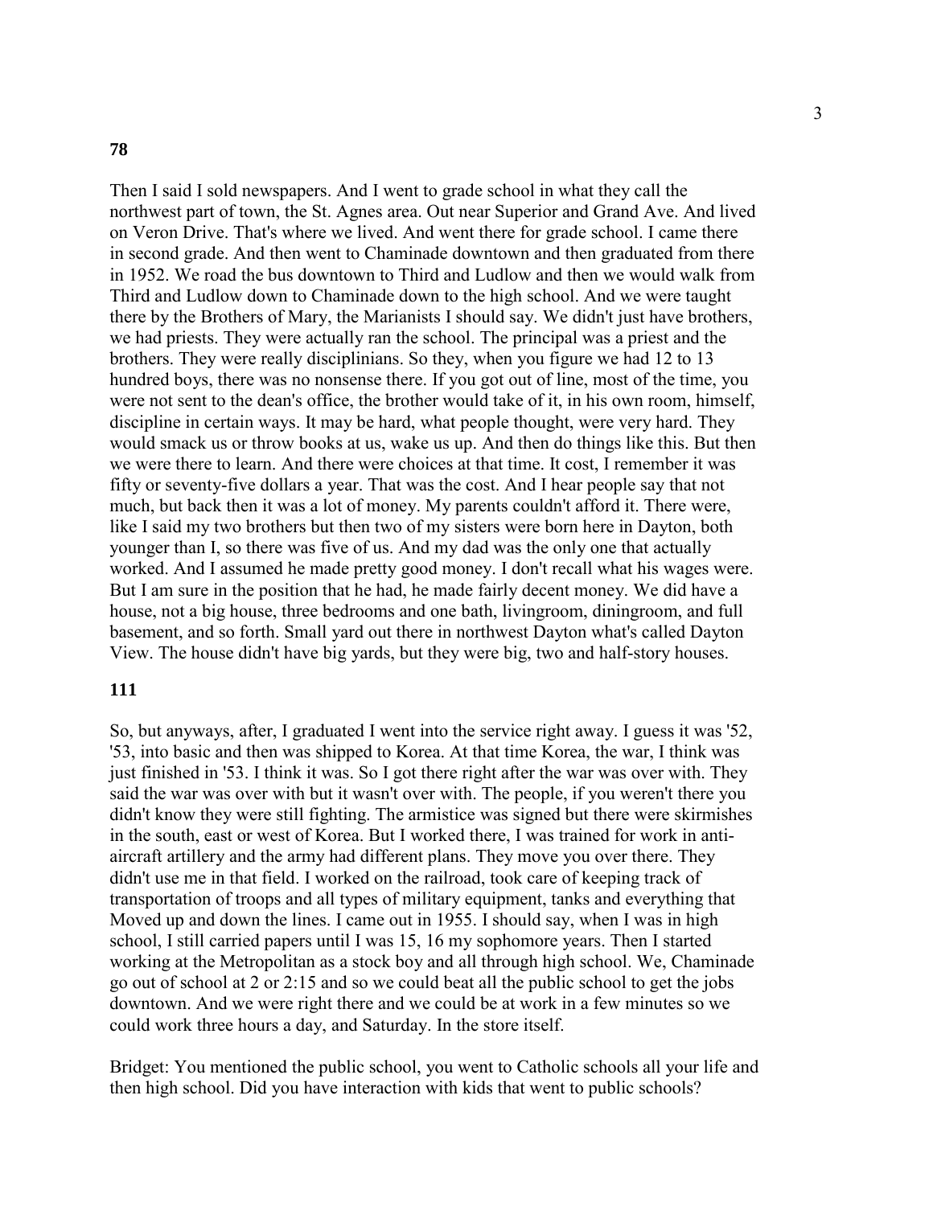**78**

Then I said I sold newspapers. And I went to grade school in what they call the northwest part of town, the St. Agnes area. Out near Superior and Grand Ave. And lived on Veron Drive. That's where we lived. And went there for grade school. I came there in second grade. And then went to Chaminade downtown and then graduated from there in 1952. We road the bus downtown to Third and Ludlow and then we would walk from Third and Ludlow down to Chaminade down to the high school. And we were taught there by the Brothers of Mary, the Marianists I should say. We didn't just have brothers, we had priests. They were actually ran the school. The principal was a priest and the brothers. They were really disciplinians. So they, when you figure we had 12 to 13 hundred boys, there was no nonsense there. If you got out of line, most of the time, you were not sent to the dean's office, the brother would take of it, in his own room, himself, discipline in certain ways. It may be hard, what people thought, were very hard. They would smack us or throw books at us, wake us up. And then do things like this. But then we were there to learn. And there were choices at that time. It cost, I remember it was fifty or seventy-five dollars a year. That was the cost. And I hear people say that not much, but back then it was a lot of money. My parents couldn't afford it. There were, like I said my two brothers but then two of my sisters were born here in Dayton, both younger than I, so there was five of us. And my dad was the only one that actually worked. And I assumed he made pretty good money. I don't recall what his wages were. But I am sure in the position that he had, he made fairly decent money. We did have a house, not a big house, three bedrooms and one bath, livingroom, diningroom, and full basement, and so forth. Small yard out there in northwest Dayton what's called Dayton View. The house didn't have big yards, but they were big, two and half-story houses.

**111**

So, but anyways, after, I graduated I went into the service right away. I guess it was '52, '53, into basic and then was shipped to Korea. At that time Korea, the war, I think was just finished in '53. I think it was. So I got there right after the war was over with. They said the war was over with but it wasn't over with. The people, if you weren't there you didn't know they were still fighting. The armistice was signed but there were skirmishes in the south, east or west of Korea. But I worked there, I was trained for work in anti-aircraft artillery and the army had different plans. They move you over there. They didn't use me in that field. I worked on the railroad, took care of keeping track of transportation of troops and all types of military equipment, tanks and everything that Moved up and down the lines. I came out in 1955. I should say, when I was in high school, I still carried papers until I was 15, 16 my sophomore years. Then I started working at the Metropolitan as a stock boy and all through high school. We, Chaminade go out of school at 2 or 2:15 and so we could beat all the public school to get the jobs downtown. And we were right there and we could be at work in a few minutes so we could work three hours a day, and Saturday. In the store itself.

Bridget: You mentioned the public school, you went to Catholic schools all your life and then high school. Did you have interaction with kids that went to public schools?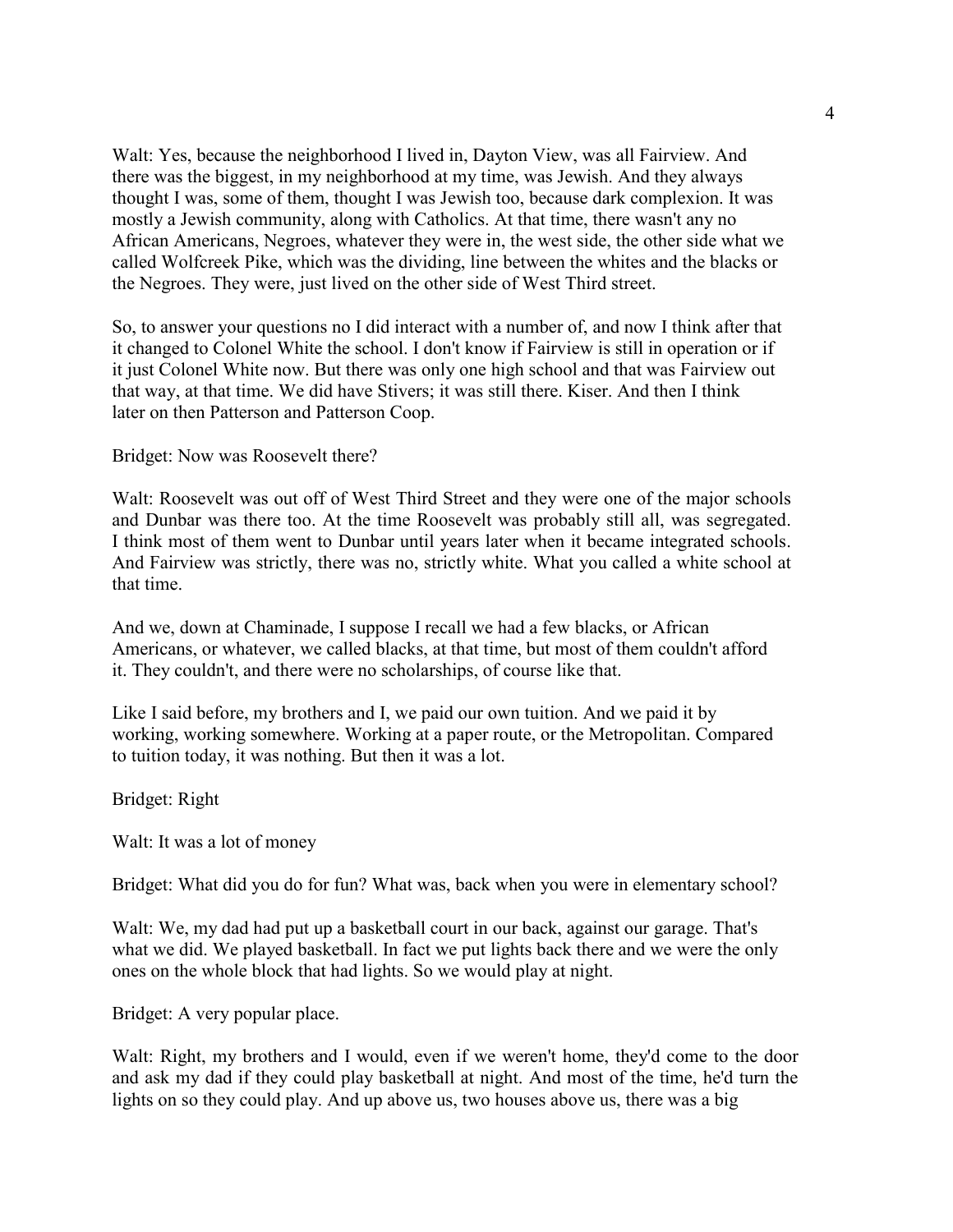Walt: Yes, because the neighborhood I lived in, Dayton View, was all Fairview. And there was the biggest, in my neighborhood at my time, was Jewish. And they always thought I was, some of them, thought I was Jewish too, because dark complexion. It was mostly a Jewish community, along with Catholics. At that time, there wasn't any no African Americans, Negroes, whatever they were in, the west side, the other side what we called Wolfcreek Pike, which was the dividing, line between the whites and the blacks or the Negroes. They were, just lived on the other side of West Third street.

So, to answer your questions no I did interact with a number of, and now I think after that it changed to Colonel White the school. I don't know if Fairview is still in operation or if it just Colonel White now. But there was only one high school and that was Fairview out that way, at that time. We did have Stivers; it was still there. Kiser. And then I think later on then Patterson and Patterson Coop.

Bridget: Now was Roosevelt there?

Walt: Roosevelt was out off of West Third Street and they were one of the major schools and Dunbar was there too. At the time Roosevelt was probably still all, was segregated. I think most of them went to Dunbar until years later when it became integrated schools. And Fairview was strictly, there was no, strictly white. What you called a white school at that time.

And we, down at Chaminade, I suppose I recall we had a few blacks, or African Americans, or whatever, we called blacks, at that time, but most of them couldn't afford it. They couldn't, and there were no scholarships, of course like that.

Like I said before, my brothers and I, we paid our own tuition. And we paid it by working, working somewhere. Working at a paper route, or the Metropolitan. Compared to tuition today, it was nothing. But then it was a lot.

Bridget: Right

Walt: It was a lot of money

Bridget: What did you do for fun? What was, back when you were in elementary school?

Walt: We, my dad had put up a basketball court in our back, against our garage. That's what we did. We played basketball. In fact we put lights back there and we were the only ones on the whole block that had lights. So we would play at night.

Bridget: A very popular place.

Walt: Right, my brothers and I would, even if we weren't home, they'd come to the door and ask my dad if they could play basketball at night. And most of the time, he'd turn the lights on so they could play. And up above us, two houses above us, there was a big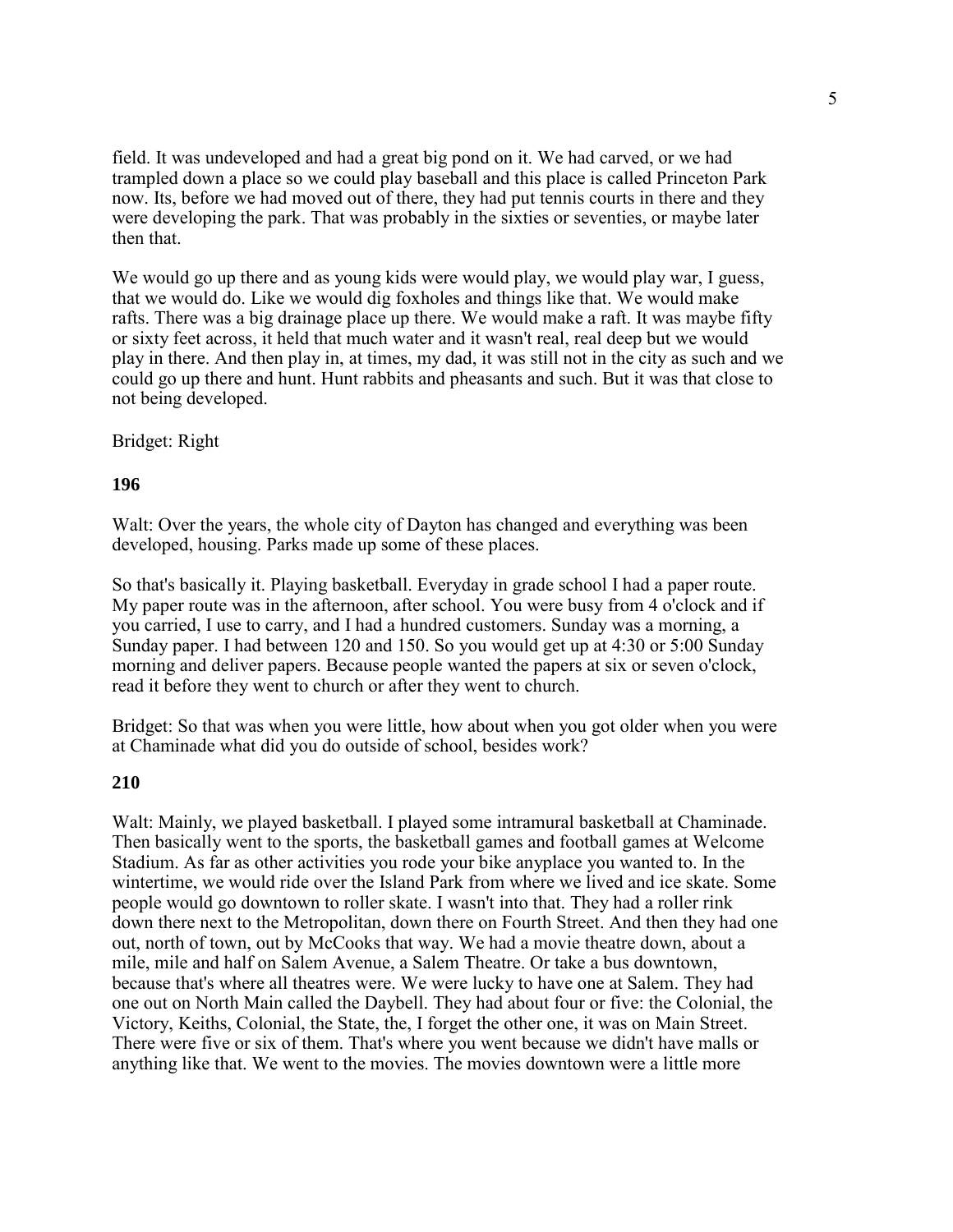field. It was undeveloped and had a great big pond on it. We had carved, or we had trampled down a place so we could play baseball and this place is called Princeton Park now. Its, before we had moved out of there, they had put tennis courts in there and they were developing the park. That was probably in the sixties or seventies, or maybe later then that.

We would go up there and as young kids were would play, we would play war, I guess, that we would do. Like we would dig foxholes and things like that. We would make rafts. There was a big drainage place up there. We would make a raft. It was maybe fifty or sixty feet across, it held that much water and it wasn't real, real deep but we would play in there. And then play in, at times, my dad, it was still not in the city as such and we could go up there and hunt. Hunt rabbits and pheasants and such. But it was that close to not being developed.

Bridget: Right

**196**

Walt: Over the years, the whole city of Dayton has changed and everything was been developed, housing. Parks made up some of these places.

So that's basically it. Playing basketball. Everyday in grade school I had a paper route. My paper route was in the afternoon, after school. You were busy from 4 o'clock and if you carried, I use to carry, and I had a hundred customers. Sunday was a morning, a Sunday paper. I had between 120 and 150. So you would get up at 4:30 or 5:00 Sunday morning and deliver papers. Because people wanted the papers at six or seven o'clock, read it before they went to church or after they went to church.

Bridget: So that was when you were little, how about when you got older when you were at Chaminade what did you do outside of school, besides work?

**210**

Walt: Mainly, we played basketball. I played some intramural basketball at Chaminade. Then basically went to the sports, the basketball games and football games at Welcome Stadium. As far as other activities you rode your bike anyplace you wanted to. In the wintertime, we would ride over the Island Park from where we lived and ice skate. Some people would go downtown to roller skate. I wasn't into that. They had a roller rink down there next to the Metropolitan, down there on Fourth Street. And then they had one out, north of town, out by McCooks that way. We had a movie theatre down, about a mile, mile and half on Salem Avenue, a Salem Theatre. Or take a bus downtown, because that's where all theatres were. We were lucky to have one at Salem. They had one out on North Main called the Daybell. They had about four or five: the Colonial, the Victory, Keiths, Colonial, the State, the, I forget the other one, it was on Main Street. There were five or six of them. That's where you went because we didn't have malls or anything like that. We went to the movies. The movies downtown were a little more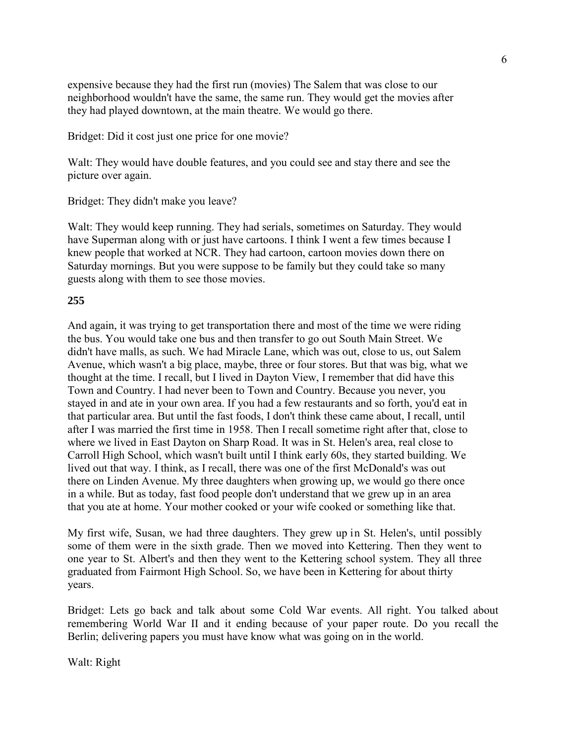expensive because they had the first run (movies) The Salem that was close to our neighborhood wouldn't have the same, the same run. They would get the movies after they had played downtown, at the main theatre. We would go there.

Bridget: Did it cost just one price for one movie?

Walt: They would have double features, and you could see and stay there and see the picture over again.

Bridget: They didn't make you leave?

Walt: They would keep running. They had serials, sometimes on Saturday. They would have Superman along with or just have cartoons. I think I went a few times because I knew people that worked at NCR. They had cartoon, cartoon movies down there on Saturday mornings. But you were suppose to be family but they could take so many guests along with them to see those movies.

**255**

And again, it was trying to get transportation there and most of the time we were riding the bus. You would take one bus and then transfer to go out South Main Street. We didn't have malls, as such. We had Miracle Lane, which was out, close to us, out Salem Avenue, which wasn't a big place, maybe, three or four stores. But that was big, what we thought at the time. I recall, but I lived in Dayton View, I remember that did have this Town and Country. I had never been to Town and Country. Because you never, you stayed in and ate in your own area. If you had a few restaurants and so forth, you'd eat in that particular area. But until the fast foods, I don't think these came about, I recall, until after I was married the first time in 1958. Then I recall sometime right after that, close to where we lived in East Dayton on Sharp Road. It was in St. Helen's area, real close to Carroll High School, which wasn't built until I think early 60s, they started building. We lived out that way. I think, as I recall, there was one of the first McDonald's was out there on Linden Avenue. My three daughters when growing up, we would go there once in a while. But as today, fast food people don't understand that we grew up in an area that you ate at home. Your mother cooked or your wife cooked or something like that.

My first wife, Susan, we had three daughters. They grew up in St. Helen's, until possibly some of them were in the sixth grade. Then we moved into Kettering. Then they went to one year to St. Albert's and then they went to the Kettering school system. They all three graduated from Fairmont High School. So, we have been in Kettering for about thirty years.

Bridget: Lets go back and talk about some Cold War events. All right. You talked about remembering World War II and it ending because of your paper route. Do you recall the Berlin; delivering papers you must have know what was going on in the world.

Walt: Right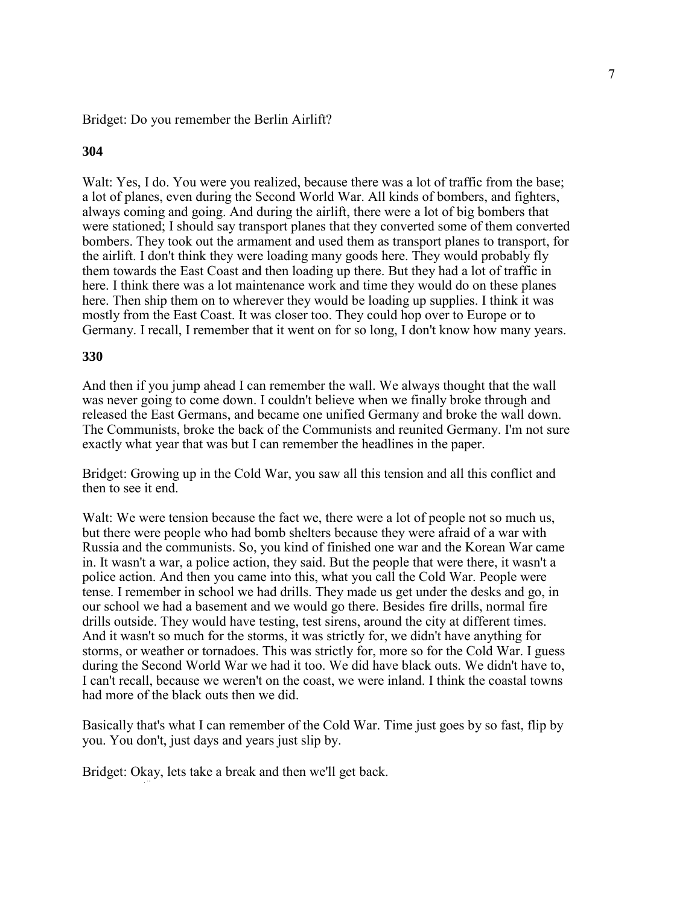Bridget: Do you remember the Berlin Airlift?

**304**

Walt: Yes, I do. You were you realized, because there was a lot of traffic from the base; a lot of planes, even during the Second World War. All kinds of bombers, and fighters, always coming and going. And during the airlift, there were a lot of big bombers that were stationed; I should say transport planes that they converted some of them converted bombers. They took out the armament and used them as transport planes to transport, for the airlift. I don't think they were loading many goods here. They would probably fly them towards the East Coast and then loading up there. But they had a lot of traffic in here. I think there was a lot maintenance work and time they would do on these planes here. Then ship them on to wherever they would be loading up supplies. I think it was mostly from the East Coast. It was closer too. They could hop over to Europe or to Germany. I recall, I remember that it went on for so long, I don't know how many years.

**330**

And then if you jump ahead I can remember the wall. We always thought that the wall was never going to come down. I couldn't believe when we finally broke through and released the East Germans, and became one unified Germany and broke the wall down. The Communists, broke the back of the Communists and reunited Germany. I'm not sure exactly what year that was but I can remember the headlines in the paper.

Bridget: Growing up in the Cold War, you saw all this tension and all this conflict and then to see it end.

Walt: We were tension because the fact we, there were a lot of people not so much us, but there were people who had bomb shelters because they were afraid of a war with Russia and the communists. So, you kind of finished one war and the Korean War came in. It wasn't a war, a police action, they said. But the people that were there, it wasn't a police action. And then you came into this, what you call the Cold War. People were tense. I remember in school we had drills. They made us get under the desks and go, in our school we had a basement and we would go there. Besides fire drills, normal fire drills outside. They would have testing, test sirens, around the city at different times. And it wasn't so much for the storms, it was strictly for, we didn't have anything for storms, or weather or tornadoes. This was strictly for, more so for the Cold War. I guess during the Second World War we had it too. We did have black outs. We didn't have to, I can't recall, because we weren't on the coast, we were inland. I think the coastal towns had more of the black outs then we did.

Basically that's what I can remember of the Cold War. Time just goes by so fast, flip by you. You don't, just days and years just slip by.

Bridget: Okay, lets take a break and then we'll get back.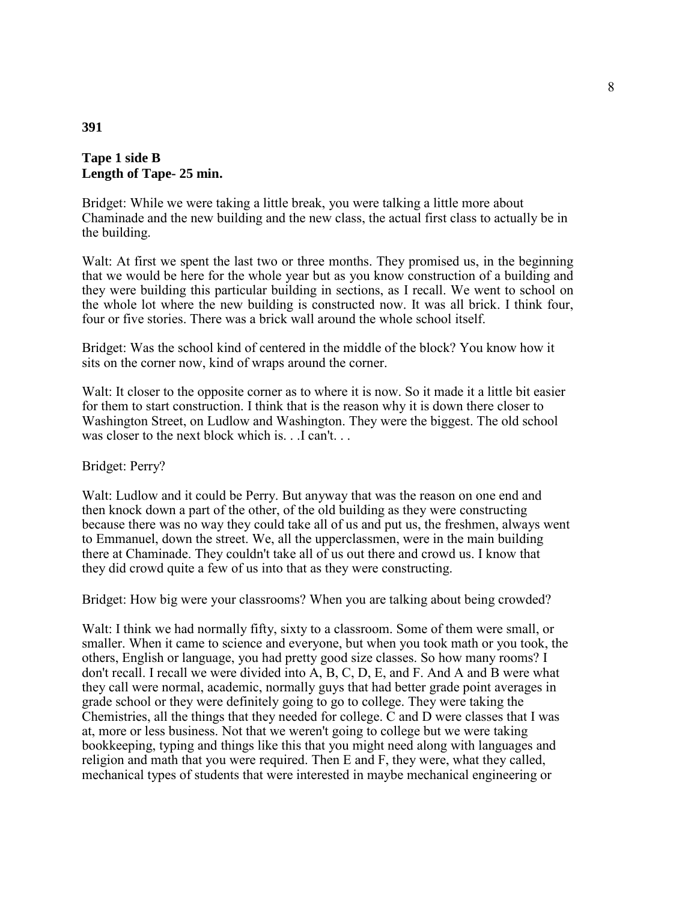**391**

**Tape 1 side B**
**Length of Tape- 25 min.**

Bridget: While we were taking a little break, you were talking a little more about Chaminade and the new building and the new class, the actual first class to actually be in the building.

Walt: At first we spent the last two or three months. They promised us, in the beginning that we would be here for the whole year but as you know construction of a building and they were building this particular building in sections, as I recall. We went to school on the whole lot where the new building is constructed now. It was all brick. I think four, four or five stories. There was a brick wall around the whole school itself.

Bridget: Was the school kind of centered in the middle of the block? You know how it sits on the corner now, kind of wraps around the corner.

Walt: It closer to the opposite corner as to where it is now. So it made it a little bit easier for them to start construction. I think that is the reason why it is down there closer to Washington Street, on Ludlow and Washington. They were the biggest. The old school was closer to the next block which is. . .I can't. . .

Bridget: Perry?

Walt: Ludlow and it could be Perry. But anyway that was the reason on one end and then knock down a part of the other, of the old building as they were constructing because there was no way they could take all of us and put us, the freshmen, always went to Emmanuel, down the street. We, all the upperclassmen, were in the main building there at Chaminade. They couldn't take all of us out there and crowd us. I know that they did crowd quite a few of us into that as they were constructing.

Bridget: How big were your classrooms? When you are talking about being crowded?

Walt: I think we had normally fifty, sixty to a classroom. Some of them were small, or smaller. When it came to science and everyone, but when you took math or you took, the others, English or language, you had pretty good size classes. So how many rooms? I don't recall. I recall we were divided into A, B, C, D, E, and F. And A and B were what they call were normal, academic, normally guys that had better grade point averages in grade school or they were definitely going to go to college. They were taking the Chemistries, all the things that they needed for college. C and D were classes that I was at, more or less business. Not that we weren't going to college but we were taking bookkeeping, typing and things like this that you might need along with languages and religion and math that you were required. Then E and F, they were, what they called, mechanical types of students that were interested in maybe mechanical engineering or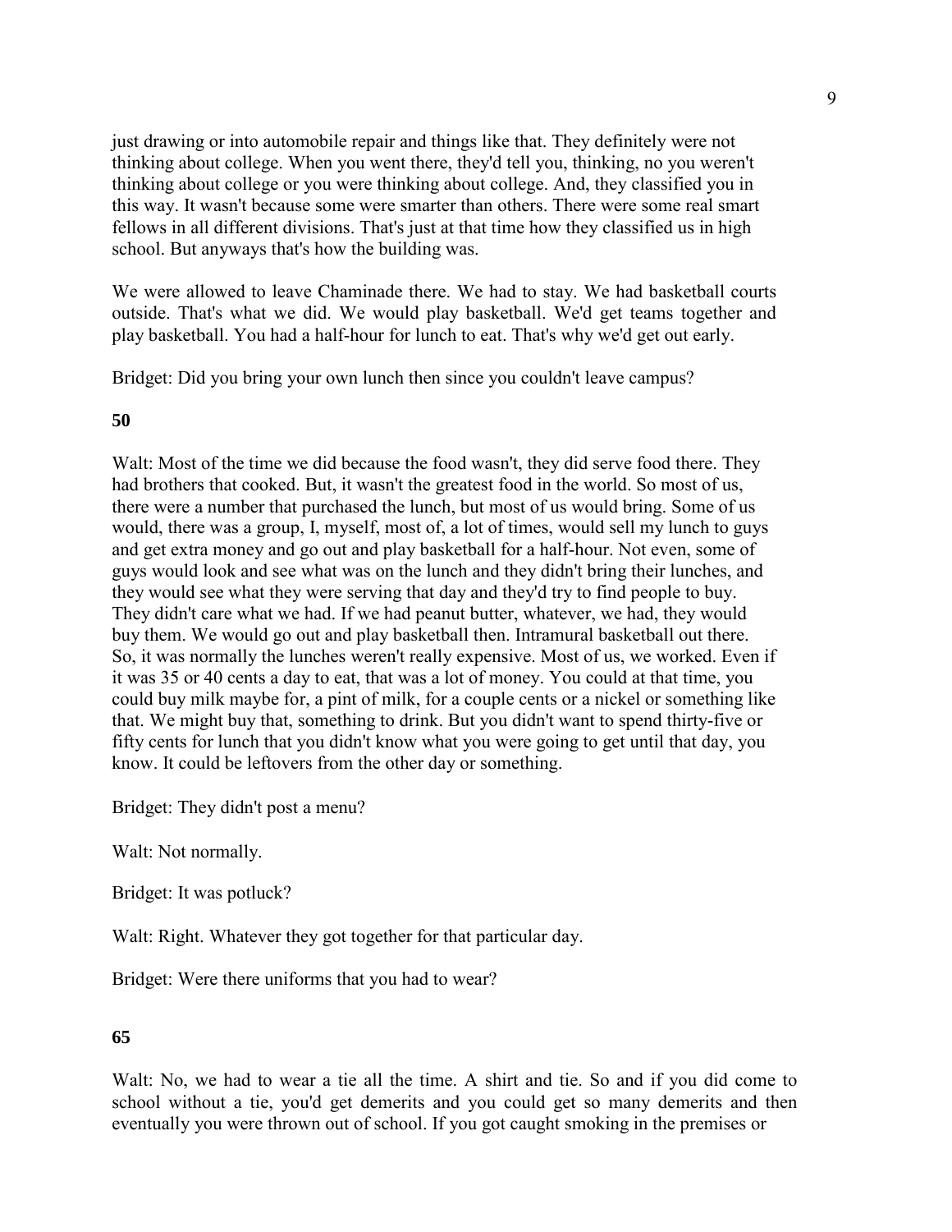just drawing or into automobile repair and things like that. They definitely were not thinking about college. When you went there, they'd tell you, thinking, no you weren't thinking about college or you were thinking about college. And, they classified you in this way. It wasn't because some were smarter than others. There were some real smart fellows in all different divisions. That's just at that time how they classified us in high school. But anyways that's how the building was.

We were allowed to leave Chaminade there. We had to stay. We had basketball courts outside. That's what we did. We would play basketball. We'd get teams together and play basketball. You had a half-hour for lunch to eat. That's why we'd get out early.

Bridget: Did you bring your own lunch then since you couldn't leave campus?

**50**

Walt: Most of the time we did because the food wasn't, they did serve food there. They had brothers that cooked. But, it wasn't the greatest food in the world. So most of us, there were a number that purchased the lunch, but most of us would bring. Some of us would, there was a group, I, myself, most of, a lot of times, would sell my lunch to guys and get extra money and go out and play basketball for a half-hour. Not even, some of guys would look and see what was on the lunch and they didn't bring their lunches, and they would see what they were serving that day and they'd try to find people to buy. They didn't care what we had. If we had peanut butter, whatever, we had, they would buy them. We would go out and play basketball then. Intramural basketball out there. So, it was normally the lunches weren't really expensive. Most of us, we worked. Even if it was 35 or 40 cents a day to eat, that was a lot of money. You could at that time, you could buy milk maybe for, a pint of milk, for a couple cents or a nickel or something like that. We might buy that, something to drink. But you didn't want to spend thirty-five or fifty cents for lunch that you didn't know what you were going to get until that day, you know. It could be leftovers from the other day or something.

Bridget: They didn't post a menu?

Walt: Not normally.

Bridget: It was potluck?

Walt: Right. Whatever they got together for that particular day.

Bridget: Were there uniforms that you had to wear?

**65**

Walt: No, we had to wear a tie all the time. A shirt and tie. So and if you did come to school without a tie, you'd get demerits and you could get so many demerits and then eventually you were thrown out of school. If you got caught smoking in the premises or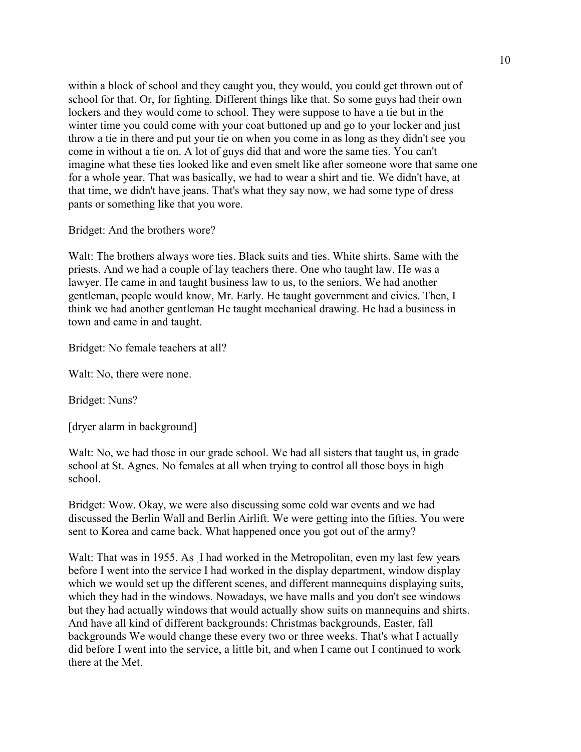within a block of school and they caught you, they would, you could get thrown out of school for that. Or, for fighting. Different things like that. So some guys had their own lockers and they would come to school. They were suppose to have a tie but in the winter time you could come with your coat buttoned up and go to your locker and just throw a tie in there and put your tie on when you come in as long as they didn't see you come in without a tie on. A lot of guys did that and wore the same ties. You can't imagine what these ties looked like and even smelt like after someone wore that same one for a whole year. That was basically, we had to wear a shirt and tie. We didn't have, at that time, we didn't have jeans. That's what they say now, we had some type of dress pants or something like that you wore.

Bridget: And the brothers wore?

Walt: The brothers always wore ties. Black suits and ties. White shirts. Same with the priests. And we had a couple of lay teachers there. One who taught law. He was a lawyer. He came in and taught business law to us, to the seniors. We had another gentleman, people would know, Mr. Early. He taught government and civics. Then, I think we had another gentleman He taught mechanical drawing. He had a business in town and came in and taught.

Bridget: No female teachers at all?

Walt: No, there were none.

Bridget: Nuns?

[dryer alarm in background]

Walt: No, we had those in our grade school. We had all sisters that taught us, in grade school at St. Agnes. No females at all when trying to control all those boys in high school.

Bridget: Wow. Okay, we were also discussing some cold war events and we had discussed the Berlin Wall and Berlin Airlift. We were getting into the fifties. You were sent to Korea and came back. What happened once you got out of the army?

Walt: That was in 1955. As I had worked in the Metropolitan, even my last few years before I went into the service I had worked in the display department, window display which we would set up the different scenes, and different mannequins displaying suits, which they had in the windows. Nowadays, we have malls and you don't see windows but they had actually windows that would actually show suits on mannequins and shirts. And have all kind of different backgrounds: Christmas backgrounds, Easter, fall backgrounds We would change these every two or three weeks. That's what I actually did before I went into the service, a little bit, and when I came out I continued to work there at the Met.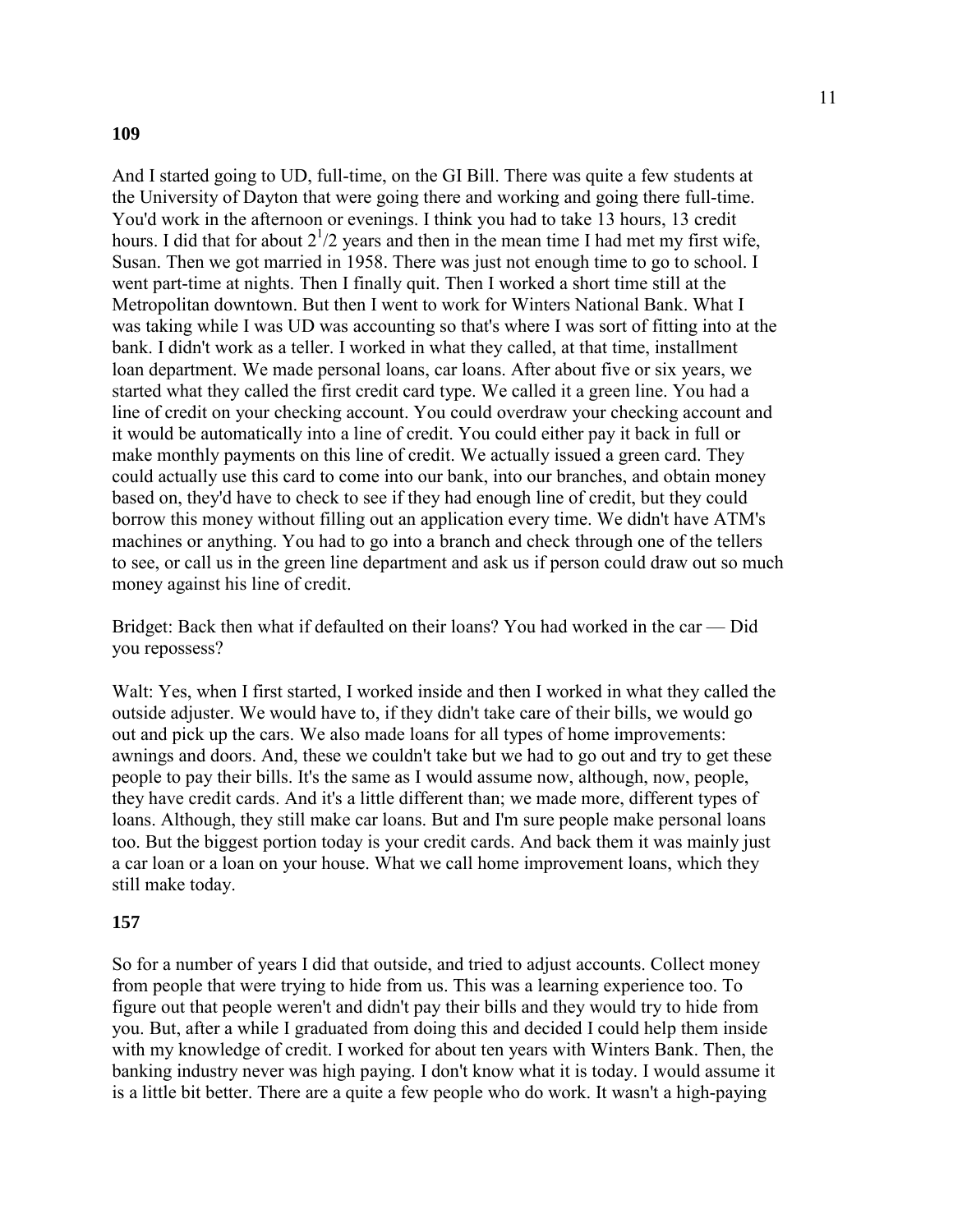**109**

And I started going to UD, full-time, on the GI Bill. There was quite a few students at the University of Dayton that were going there and working and going there full-time. You'd work in the afternoon or evenings. I think you had to take 13 hours, 13 credit hours. I did that for about $2^1/2$ years and then in the mean time I had met my first wife, Susan. Then we got married in 1958. There was just not enough time to go to school. I went part-time at nights. Then I finally quit. Then I worked a short time still at the Metropolitan downtown. But then I went to work for Winters National Bank. What I was taking while I was UD was accounting so that's where I was sort of fitting into at the bank. I didn't work as a teller. I worked in what they called, at that time, installment loan department. We made personal loans, car loans. After about five or six years, we started what they called the first credit card type. We called it a green line. You had a line of credit on your checking account. You could overdraw your checking account and it would be automatically into a line of credit. You could either pay it back in full or make monthly payments on this line of credit. We actually issued a green card. They could actually use this card to come into our bank, into our branches, and obtain money based on, they'd have to check to see if they had enough line of credit, but they could borrow this money without filling out an application every time. We didn't have ATM's machines or anything. You had to go into a branch and check through one of the tellers to see, or call us in the green line department and ask us if person could draw out so much money against his line of credit.

Bridget: Back then what if defaulted on their loans? You had worked in the car — Did you repossess?

Walt: Yes, when I first started, I worked inside and then I worked in what they called the outside adjuster. We would have to, if they didn't take care of their bills, we would go out and pick up the cars. We also made loans for all types of home improvements: awnings and doors. And, these we couldn't take but we had to go out and try to get these people to pay their bills. It's the same as I would assume now, although, now, people, they have credit cards. And it's a little different than; we made more, different types of loans. Although, they still make car loans. But and I'm sure people make personal loans too. But the biggest portion today is your credit cards. And back them it was mainly just a car loan or a loan on your house. What we call home improvement loans, which they still make today.

**157**

So for a number of years I did that outside, and tried to adjust accounts. Collect money from people that were trying to hide from us. This was a learning experience too. To figure out that people weren't and didn't pay their bills and they would try to hide from you. But, after a while I graduated from doing this and decided I could help them inside with my knowledge of credit. I worked for about ten years with Winters Bank. Then, the banking industry never was high paying. I don't know what it is today. I would assume it is a little bit better. There are a quite a few people who do work. It wasn't a high-paying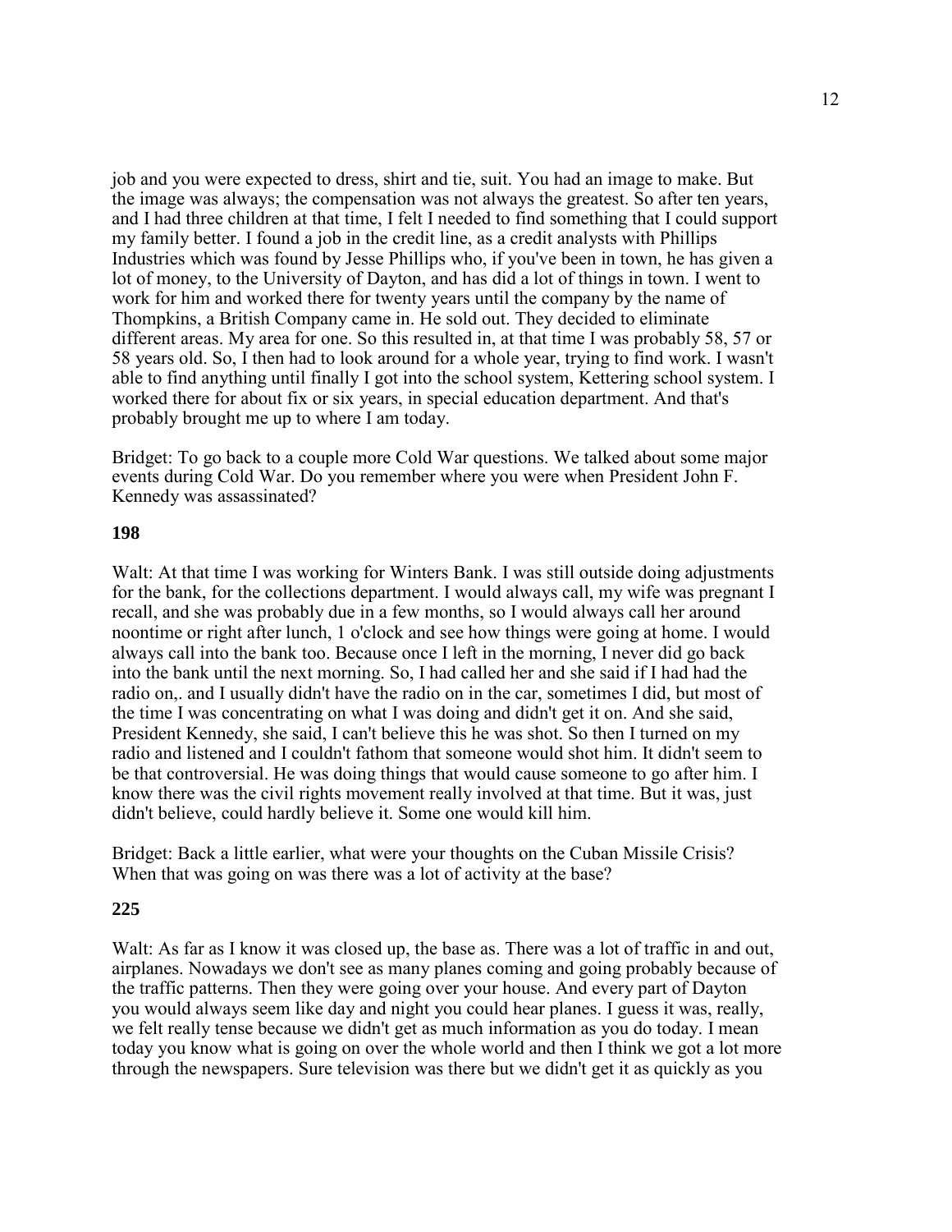job and you were expected to dress, shirt and tie, suit. You had an image to make. But the image was always; the compensation was not always the greatest. So after ten years, and I had three children at that time, I felt I needed to find something that I could support my family better. I found a job in the credit line, as a credit analysts with Phillips Industries which was found by Jesse Phillips who, if you've been in town, he has given a lot of money, to the University of Dayton, and has did a lot of things in town. I went to work for him and worked there for twenty years until the company by the name of Thompkins, a British Company came in. He sold out. They decided to eliminate different areas. My area for one. So this resulted in, at that time I was probably 58, 57 or 58 years old. So, I then had to look around for a whole year, trying to find work. I wasn't able to find anything until finally I got into the school system, Kettering school system. I worked there for about fix or six years, in special education department. And that's probably brought me up to where I am today.

Bridget: To go back to a couple more Cold War questions. We talked about some major events during Cold War. Do you remember where you were when President John F. Kennedy was assassinated?

**198**

Walt: At that time I was working for Winters Bank. I was still outside doing adjustments for the bank, for the collections department. I would always call, my wife was pregnant I recall, and she was probably due in a few months, so I would always call her around noontime or right after lunch, 1 o'clock and see how things were going at home. I would always call into the bank too. Because once I left in the morning, I never did go back into the bank until the next morning. So, I had called her and she said if I had had the radio on,. and I usually didn't have the radio on in the car, sometimes I did, but most of the time I was concentrating on what I was doing and didn't get it on. And she said, President Kennedy, she said, I can't believe this he was shot. So then I turned on my radio and listened and I couldn't fathom that someone would shot him. It didn't seem to be that controversial. He was doing things that would cause someone to go after him. I know there was the civil rights movement really involved at that time. But it was, just didn't believe, could hardly believe it. Some one would kill him.

Bridget: Back a little earlier, what were your thoughts on the Cuban Missile Crisis? When that was going on was there was a lot of activity at the base?

**225**

Walt: As far as I know it was closed up, the base as. There was a lot of traffic in and out, airplanes. Nowadays we don't see as many planes coming and going probably because of the traffic patterns. Then they were going over your house. And every part of Dayton you would always seem like day and night you could hear planes. I guess it was, really, we felt really tense because we didn't get as much information as you do today. I mean today you know what is going on over the whole world and then I think we got a lot more through the newspapers. Sure television was there but we didn't get it as quickly as you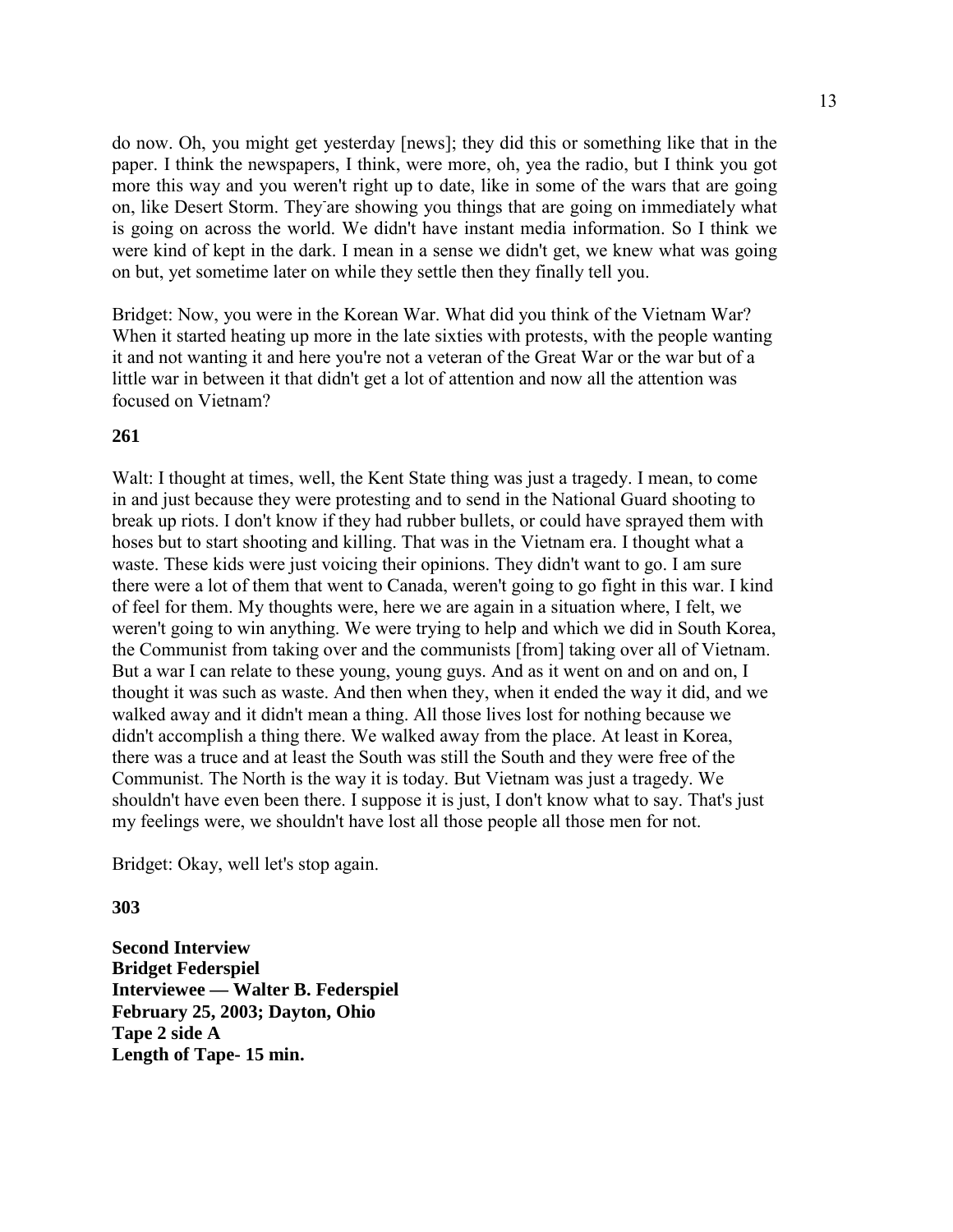do now. Oh, you might get yesterday [news]; they did this or something like that in the paper. I think the newspapers, I think, were more, oh, yea the radio, but I think you got more this way and you weren't right up to date, like in some of the wars that are going on, like Desert Storm. They are showing you things that are going on immediately what is going on across the world. We didn't have instant media information. So I think we were kind of kept in the dark. I mean in a sense we didn't get, we knew what was going on but, yet sometime later on while they settle then they finally tell you.

Bridget: Now, you were in the Korean War. What did you think of the Vietnam War? When it started heating up more in the late sixties with protests, with the people wanting it and not wanting it and here you're not a veteran of the Great War or the war but of a little war in between it that didn't get a lot of attention and now all the attention was focused on Vietnam?

**261**

Walt: I thought at times, well, the Kent State thing was just a tragedy. I mean, to come in and just because they were protesting and to send in the National Guard shooting to break up riots. I don't know if they had rubber bullets, or could have sprayed them with hoses but to start shooting and killing. That was in the Vietnam era. I thought what a waste. These kids were just voicing their opinions. They didn't want to go. I am sure there were a lot of them that went to Canada, weren't going to go fight in this war. I kind of feel for them. My thoughts were, here we are again in a situation where, I felt, we weren't going to win anything. We were trying to help and which we did in South Korea, the Communist from taking over and the communists [from] taking over all of Vietnam. But a war I can relate to these young, young guys. And as it went on and on and on, I thought it was such as waste. And then when they, when it ended the way it did, and we walked away and it didn't mean a thing. All those lives lost for nothing because we didn't accomplish a thing there. We walked away from the place. At least in Korea, there was a truce and at least the South was still the South and they were free of the Communist. The North is the way it is today. But Vietnam was just a tragedy. We shouldn't have even been there. I suppose it is just, I don't know what to say. That's just my feelings were, we shouldn't have lost all those people all those men for not.

Bridget: Okay, well let's stop again.

**303**

**Second Interview**
**Bridget Federspiel**
**Interviewee — Walter B. Federspiel**
**February 25, 2003; Dayton, Ohio**
**Tape 2 side A**
**Length of Tape- 15 min.**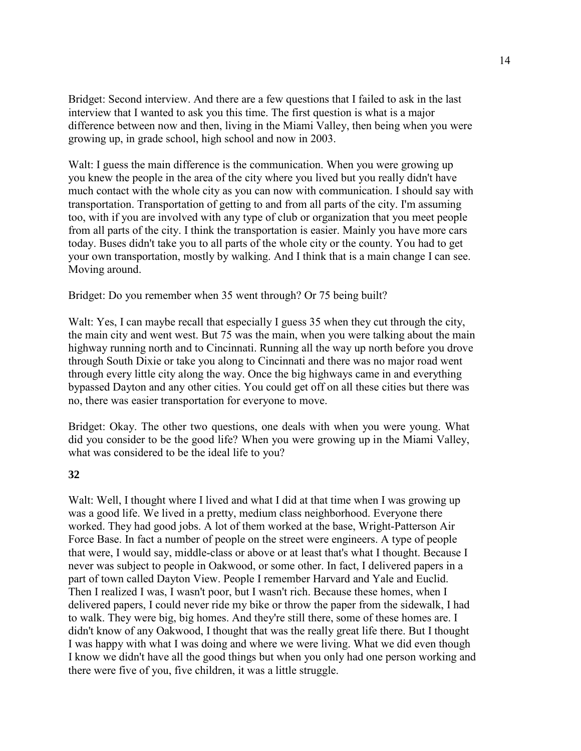Bridget: Second interview. And there are a few questions that I failed to ask in the last interview that I wanted to ask you this time. The first question is what is a major difference between now and then, living in the Miami Valley, then being when you were growing up, in grade school, high school and now in 2003.

Walt: I guess the main difference is the communication. When you were growing up you knew the people in the area of the city where you lived but you really didn't have much contact with the whole city as you can now with communication. I should say with transportation. Transportation of getting to and from all parts of the city. I'm assuming too, with if you are involved with any type of club or organization that you meet people from all parts of the city. I think the transportation is easier. Mainly you have more cars today. Buses didn't take you to all parts of the whole city or the county. You had to get your own transportation, mostly by walking. And I think that is a main change I can see. Moving around.

Bridget: Do you remember when 35 went through? Or 75 being built?

Walt: Yes, I can maybe recall that especially I guess 35 when they cut through the city, the main city and went west. But 75 was the main, when you were talking about the main highway running north and to Cincinnati. Running all the way up north before you drove through South Dixie or take you along to Cincinnati and there was no major road went through every little city along the way. Once the big highways came in and everything bypassed Dayton and any other cities. You could get off on all these cities but there was no, there was easier transportation for everyone to move.

Bridget: Okay. The other two questions, one deals with when you were young. What did you consider to be the good life? When you were growing up in the Miami Valley, what was considered to be the ideal life to you?

**32**

Walt: Well, I thought where I lived and what I did at that time when I was growing up was a good life. We lived in a pretty, medium class neighborhood. Everyone there worked. They had good jobs. A lot of them worked at the base, Wright-Patterson Air Force Base. In fact a number of people on the street were engineers. A type of people that were, I would say, middle-class or above or at least that's what I thought. Because I never was subject to people in Oakwood, or some other. In fact, I delivered papers in a part of town called Dayton View. People I remember Harvard and Yale and Euclid. Then I realized I was, I wasn't poor, but I wasn't rich. Because these homes, when I delivered papers, I could never ride my bike or throw the paper from the sidewalk, I had to walk. They were big, big homes. And they're still there, some of these homes are. I didn't know of any Oakwood, I thought that was the really great life there. But I thought I was happy with what I was doing and where we were living. What we did even though I know we didn't have all the good things but when you only had one person working and there were five of you, five children, it was a little struggle.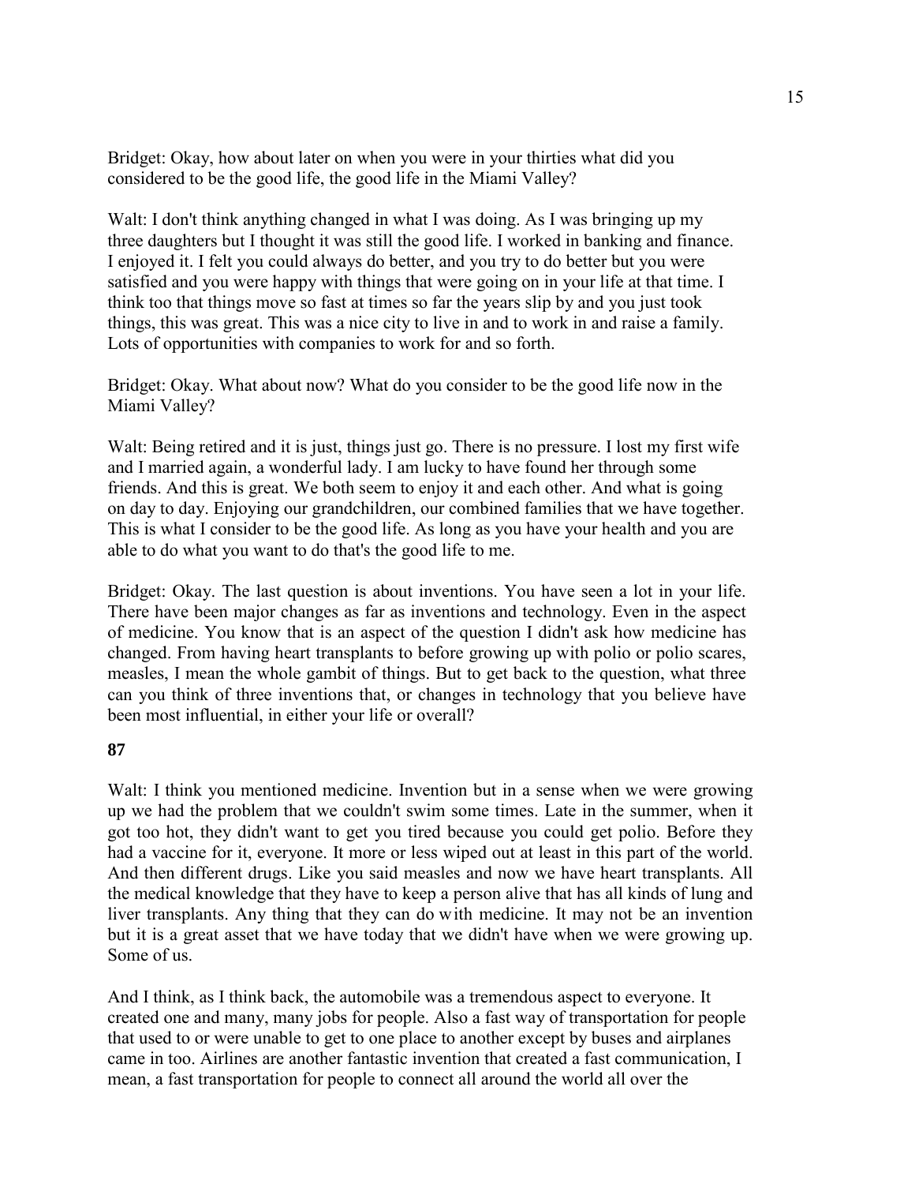Bridget: Okay, how about later on when you were in your thirties what did you considered to be the good life, the good life in the Miami Valley?

Walt: I don't think anything changed in what I was doing. As I was bringing up my three daughters but I thought it was still the good life. I worked in banking and finance. I enjoyed it. I felt you could always do better, and you try to do better but you were satisfied and you were happy with things that were going on in your life at that time. I think too that things move so fast at times so far the years slip by and you just took things, this was great. This was a nice city to live in and to work in and raise a family. Lots of opportunities with companies to work for and so forth.

Bridget: Okay. What about now? What do you consider to be the good life now in the Miami Valley?

Walt: Being retired and it is just, things just go. There is no pressure. I lost my first wife and I married again, a wonderful lady. I am lucky to have found her through some friends. And this is great. We both seem to enjoy it and each other. And what is going on day to day. Enjoying our grandchildren, our combined families that we have together. This is what I consider to be the good life. As long as you have your health and you are able to do what you want to do that's the good life to me.

Bridget: Okay. The last question is about inventions. You have seen a lot in your life. There have been major changes as far as inventions and technology. Even in the aspect of medicine. You know that is an aspect of the question I didn't ask how medicine has changed. From having heart transplants to before growing up with polio or polio scares, measles, I mean the whole gambit of things. But to get back to the question, what three can you think of three inventions that, or changes in technology that you believe have been most influential, in either your life or overall?

**87**

Walt: I think you mentioned medicine. Invention but in a sense when we were growing up we had the problem that we couldn't swim some times. Late in the summer, when it got too hot, they didn't want to get you tired because you could get polio. Before they had a vaccine for it, everyone. It more or less wiped out at least in this part of the world. And then different drugs. Like you said measles and now we have heart transplants. All the medical knowledge that they have to keep a person alive that has all kinds of lung and liver transplants. Any thing that they can do with medicine. It may not be an invention but it is a great asset that we have today that we didn't have when we were growing up. Some of us.

And I think, as I think back, the automobile was a tremendous aspect to everyone. It created one and many, many jobs for people. Also a fast way of transportation for people that used to or were unable to get to one place to another except by buses and airplanes came in too. Airlines are another fantastic invention that created a fast communication, I mean, a fast transportation for people to connect all around the world all over the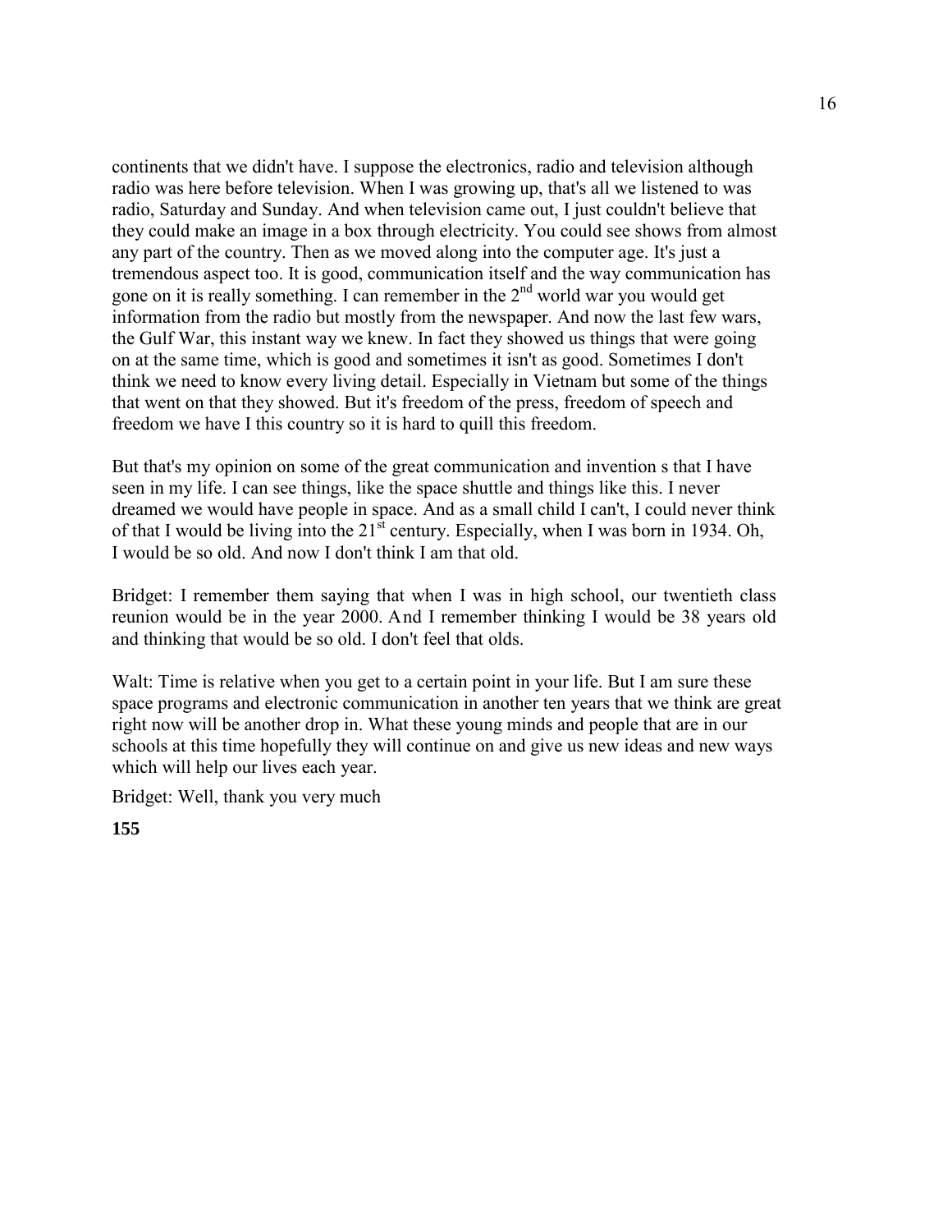continents that we didn't have. I suppose the electronics, radio and television although radio was here before television. When I was growing up, that's all we listened to was radio, Saturday and Sunday. And when television came out, I just couldn't believe that they could make an image in a box through electricity. You could see shows from almost any part of the country. Then as we moved along into the computer age. It's just a tremendous aspect too. It is good, communication itself and the way communication has gone on it is really something. I can remember in the 2nd world war you would get information from the radio but mostly from the newspaper. And now the last few wars, the Gulf War, this instant way we knew. In fact they showed us things that were going on at the same time, which is good and sometimes it isn't as good. Sometimes I don't think we need to know every living detail. Especially in Vietnam but some of the things that went on that they showed. But it's freedom of the press, freedom of speech and freedom we have I this country so it is hard to quill this freedom.

But that's my opinion on some of the great communication and invention s that I have seen in my life. I can see things, like the space shuttle and things like this. I never dreamed we would have people in space. And as a small child I can't, I could never think of that I would be living into the 21st century. Especially, when I was born in 1934. Oh, I would be so old. And now I don't think I am that old.

Bridget: I remember them saying that when I was in high school, our twentieth class reunion would be in the year 2000. And I remember thinking I would be 38 years old and thinking that would be so old. I don't feel that olds.

Walt: Time is relative when you get to a certain point in your life. But I am sure these space programs and electronic communication in another ten years that we think are great right now will be another drop in. What these young minds and people that are in our schools at this time hopefully they will continue on and give us new ideas and new ways which will help our lives each year.

Bridget: Well, thank you very much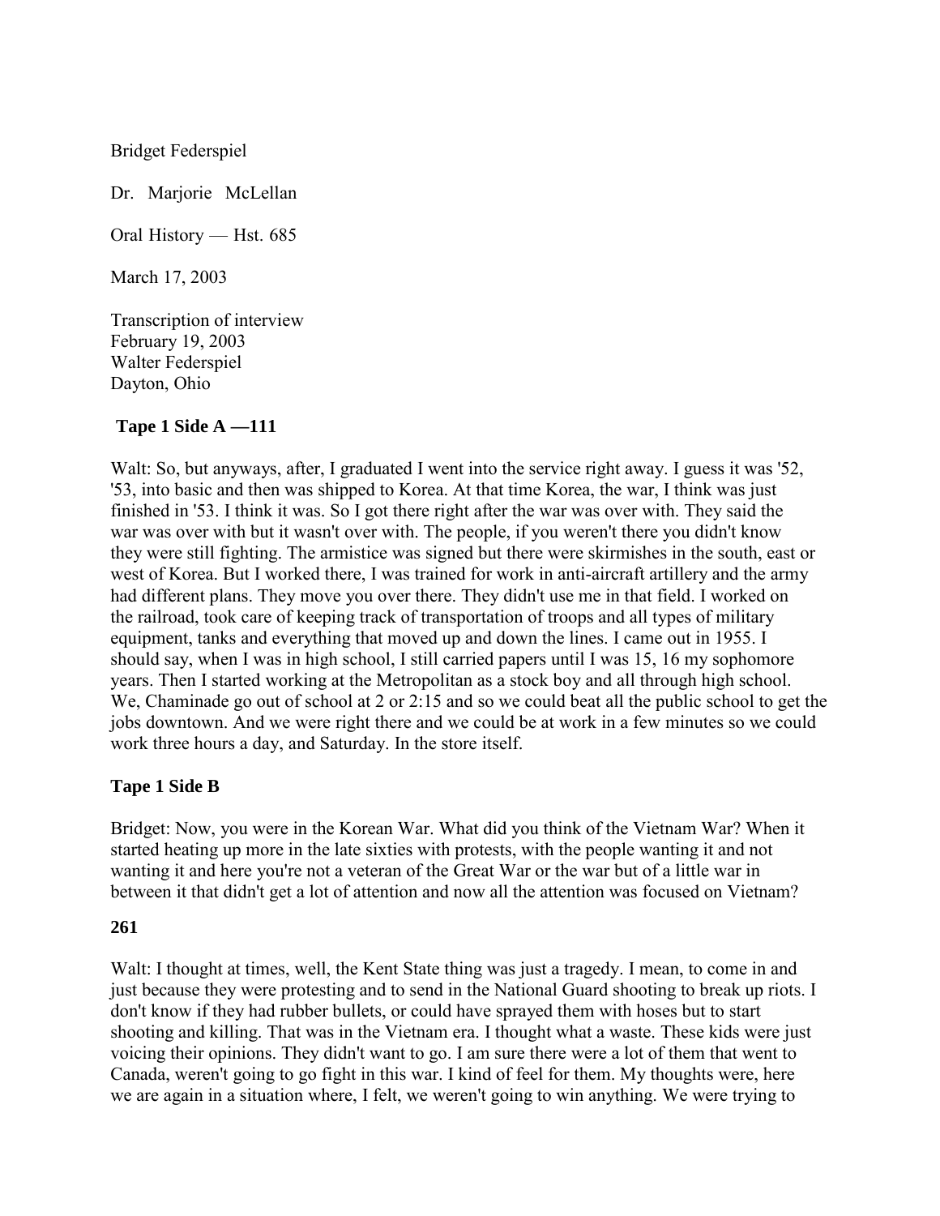Bridget Federspiel

Dr. Marjorie McLellan

Oral History — Hst. 685

March 17, 2003

Transcription of interview
February 19, 2003
Walter Federspiel
Dayton, Ohio

**Tape 1 Side A —111**

Walt: So, but anyways, after, I graduated I went into the service right away. I guess it was '52, '53, into basic and then was shipped to Korea. At that time Korea, the war, I think was just finished in '53. I think it was. So I got there right after the war was over with. They said the war was over with but it wasn't over with. The people, if you weren't there you didn't know they were still fighting. The armistice was signed but there were skirmishes in the south, east or west of Korea. But I worked there, I was trained for work in anti-aircraft artillery and the army had different plans. They move you over there. They didn't use me in that field. I worked on the railroad, took care of keeping track of transportation of troops and all types of military equipment, tanks and everything that moved up and down the lines. I came out in 1955. I should say, when I was in high school, I still carried papers until I was 15, 16 my sophomore years. Then I started working at the Metropolitan as a stock boy and all through high school. We, Chaminade go out of school at 2 or 2:15 and so we could beat all the public school to get the jobs downtown. And we were right there and we could be at work in a few minutes so we could work three hours a day, and Saturday. In the store itself.

**Tape 1 Side B**

Bridget: Now, you were in the Korean War. What did you think of the Vietnam War? When it started heating up more in the late sixties with protests, with the people wanting it and not wanting it and here you're not a veteran of the Great War or the war but of a little war in between it that didn't get a lot of attention and now all the attention was focused on Vietnam?

**261**

Walt: I thought at times, well, the Kent State thing was just a tragedy. I mean, to come in and just because they were protesting and to send in the National Guard shooting to break up riots. I don't know if they had rubber bullets, or could have sprayed them with hoses but to start shooting and killing. That was in the Vietnam era. I thought what a waste. These kids were just voicing their opinions. They didn't want to go. I am sure there were a lot of them that went to Canada, weren't going to go fight in this war. I kind of feel for them. My thoughts were, here we are again in a situation where, I felt, we weren't going to win anything. We were trying to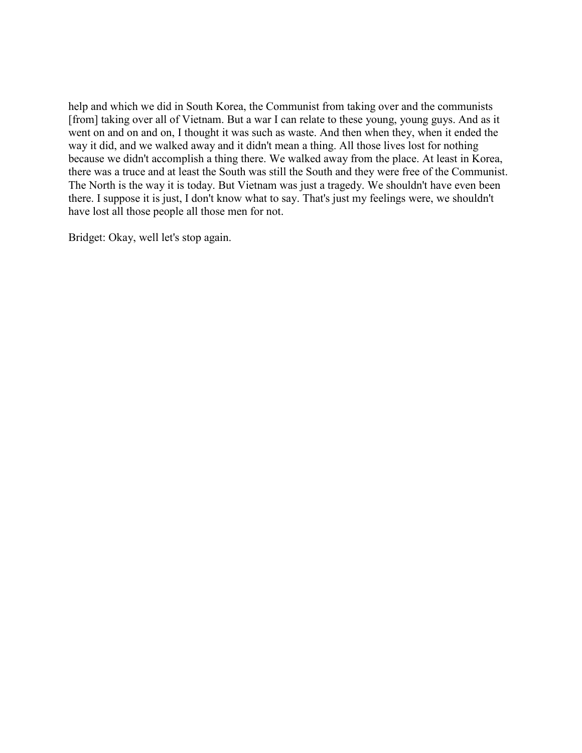help and which we did in South Korea, the Communist from taking over and the communists [from] taking over all of Vietnam. But a war I can relate to these young, young guys. And as it went on and on and on, I thought it was such as waste. And then when they, when it ended the way it did, and we walked away and it didn't mean a thing. All those lives lost for nothing because we didn't accomplish a thing there. We walked away from the place. At least in Korea, there was a truce and at least the South was still the South and they were free of the Communist. The North is the way it is today. But Vietnam was just a tragedy. We shouldn't have even been there. I suppose it is just, I don't know what to say. That's just my feelings were, we shouldn't have lost all those people all those men for not.

Bridget: Okay, well let's stop again.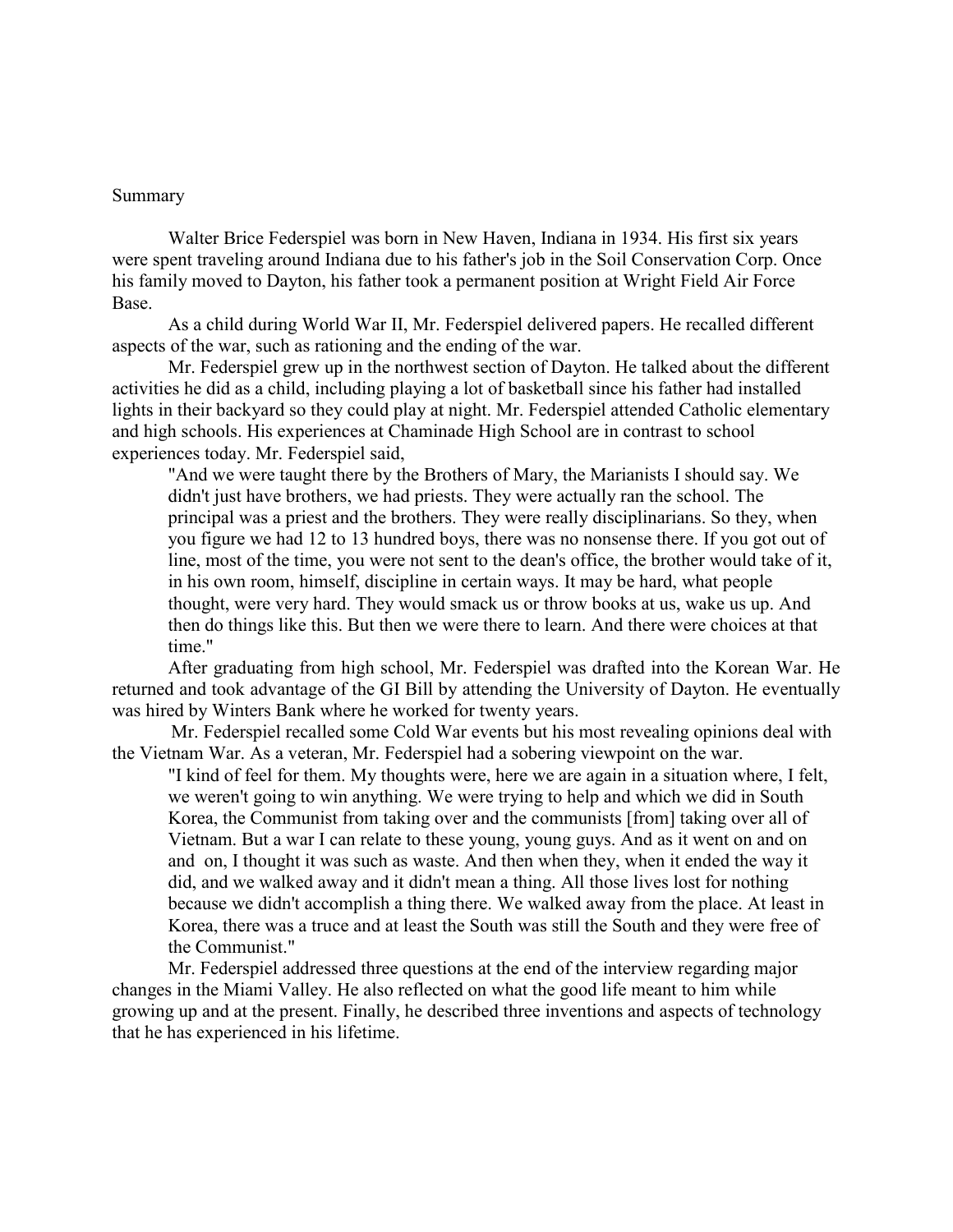Summary

Walter Brice Federspiel was born in New Haven, Indiana in 1934. His first six years were spent traveling around Indiana due to his father's job in the Soil Conservation Corp. Once his family moved to Dayton, his father took a permanent position at Wright Field Air Force Base.

As a child during World War II, Mr. Federspiel delivered papers. He recalled different aspects of the war, such as rationing and the ending of the war.

Mr. Federspiel grew up in the northwest section of Dayton. He talked about the different activities he did as a child, including playing a lot of basketball since his father had installed lights in their backyard so they could play at night. Mr. Federspiel attended Catholic elementary and high schools. His experiences at Chaminade High School are in contrast to school experiences today. Mr. Federspiel said,

> "And we were taught there by the Brothers of Mary, the Marianists I should say. We didn't just have brothers, we had priests. They were actually ran the school. The principal was a priest and the brothers. They were really disciplinarians. So they, when you figure we had 12 to 13 hundred boys, there was no nonsense there. If you got out of line, most of the time, you were not sent to the dean's office, the brother would take of it, in his own room, himself, discipline in certain ways. It may be hard, what people thought, were very hard. They would smack us or throw books at us, wake us up. And then do things like this. But then we were there to learn. And there were choices at that time."

After graduating from high school, Mr. Federspiel was drafted into the Korean War. He returned and took advantage of the GI Bill by attending the University of Dayton. He eventually was hired by Winters Bank where he worked for twenty years.

Mr. Federspiel recalled some Cold War events but his most revealing opinions deal with the Vietnam War. As a veteran, Mr. Federspiel had a sobering viewpoint on the war.

> "I kind of feel for them. My thoughts were, here we are again in a situation where, I felt, we weren't going to win anything. We were trying to help and which we did in South Korea, the Communist from taking over and the communists [from] taking over all of Vietnam. But a war I can relate to these young, young guys. And as it went on and on and on, I thought it was such as waste. And then when they, when it ended the way it did, and we walked away and it didn't mean a thing. All those lives lost for nothing because we didn't accomplish a thing there. We walked away from the place. At least in Korea, there was a truce and at least the South was still the South and they were free of the Communist."

Mr. Federspiel addressed three questions at the end of the interview regarding major changes in the Miami Valley. He also reflected on what the good life meant to him while growing up and at the present. Finally, he described three inventions and aspects of technology that he has experienced in his lifetime.